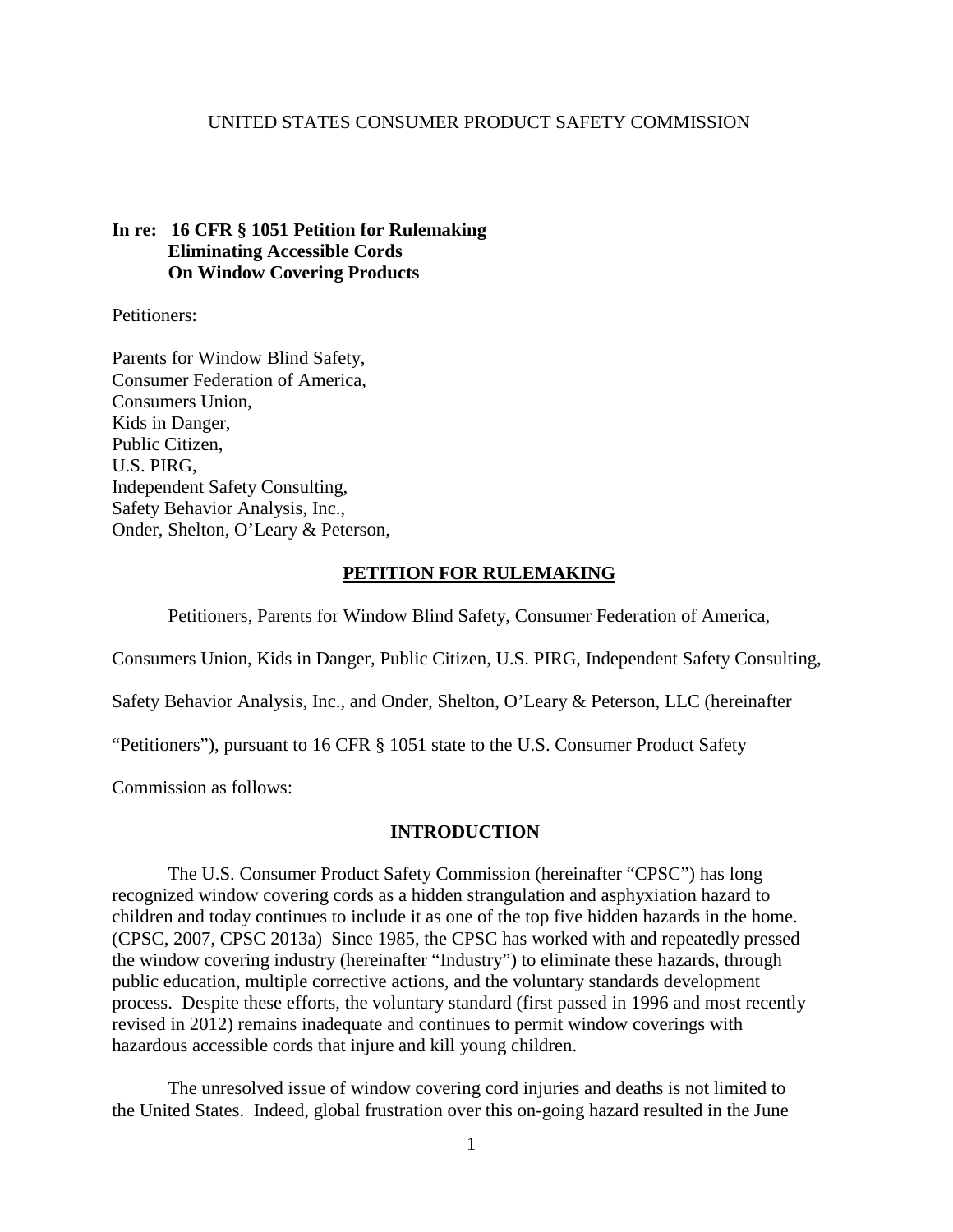UNITED STATES CONSUMER PRODUCT SAFETY COMMISSION

**In re: 16 CFR § 1051 Petition for Rulemaking**
**Eliminating Accessible Cords**
**On Window Covering Products**

Petitioners:

Parents for Window Blind Safety,
Consumer Federation of America,
Consumers Union,
Kids in Danger,
Public Citizen,
U.S. PIRG,
Independent Safety Consulting,
Safety Behavior Analysis, Inc.,
Onder, Shelton, O'Leary & Peterson,

## PETITION FOR RULEMAKING

Petitioners, Parents for Window Blind Safety, Consumer Federation of America, Consumers Union, Kids in Danger, Public Citizen, U.S. PIRG, Independent Safety Consulting, Safety Behavior Analysis, Inc., and Onder, Shelton, O'Leary & Peterson, LLC (hereinafter "Petitioners"), pursuant to 16 CFR § 1051 state to the U.S. Consumer Product Safety Commission as follows:

## INTRODUCTION

The U.S. Consumer Product Safety Commission (hereinafter "CPSC") has long recognized window covering cords as a hidden strangulation and asphyxiation hazard to children and today continues to include it as one of the top five hidden hazards in the home. (CPSC, 2007, CPSC 2013a) Since 1985, the CPSC has worked with and repeatedly pressed the window covering industry (hereinafter "Industry") to eliminate these hazards, through public education, multiple corrective actions, and the voluntary standards development process. Despite these efforts, the voluntary standard (first passed in 1996 and most recently revised in 2012) remains inadequate and continues to permit window coverings with hazardous accessible cords that injure and kill young children.

The unresolved issue of window covering cord injuries and deaths is not limited to the United States. Indeed, global frustration over this on-going hazard resulted in the June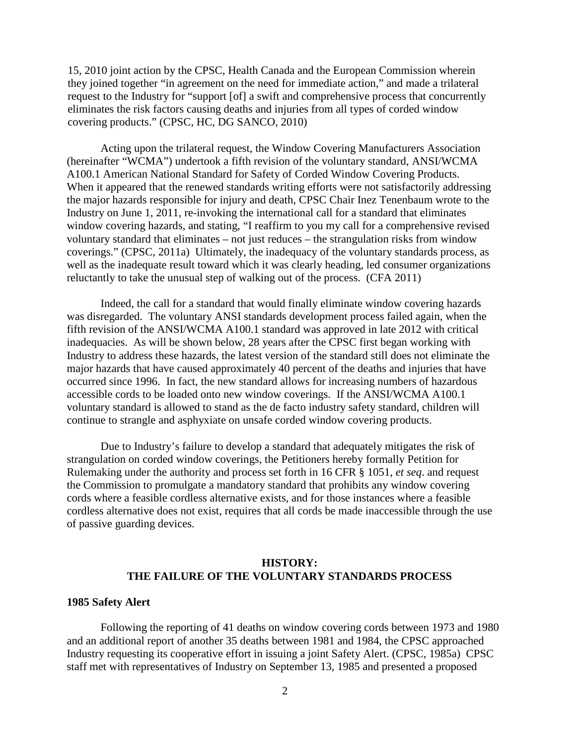15, 2010 joint action by the CPSC, Health Canada and the European Commission wherein they joined together "in agreement on the need for immediate action," and made a trilateral request to the Industry for "support [of] a swift and comprehensive process that concurrently eliminates the risk factors causing deaths and injuries from all types of corded window covering products." (CPSC, HC, DG SANCO, 2010)

Acting upon the trilateral request, the Window Covering Manufacturers Association (hereinafter "WCMA") undertook a fifth revision of the voluntary standard, ANSI/WCMA A100.1 American National Standard for Safety of Corded Window Covering Products. When it appeared that the renewed standards writing efforts were not satisfactorily addressing the major hazards responsible for injury and death, CPSC Chair Inez Tenenbaum wrote to the Industry on June 1, 2011, re-invoking the international call for a standard that eliminates window covering hazards, and stating, "I reaffirm to you my call for a comprehensive revised voluntary standard that eliminates – not just reduces – the strangulation risks from window coverings." (CPSC, 2011a) Ultimately, the inadequacy of the voluntary standards process, as well as the inadequate result toward which it was clearly heading, led consumer organizations reluctantly to take the unusual step of walking out of the process. (CFA 2011)

Indeed, the call for a standard that would finally eliminate window covering hazards was disregarded. The voluntary ANSI standards development process failed again, when the fifth revision of the ANSI/WCMA A100.1 standard was approved in late 2012 with critical inadequacies. As will be shown below, 28 years after the CPSC first began working with Industry to address these hazards, the latest version of the standard still does not eliminate the major hazards that have caused approximately 40 percent of the deaths and injuries that have occurred since 1996. In fact, the new standard allows for increasing numbers of hazardous accessible cords to be loaded onto new window coverings. If the ANSI/WCMA A100.1 voluntary standard is allowed to stand as the de facto industry safety standard, children will continue to strangle and asphyxiate on unsafe corded window covering products.

Due to Industry's failure to develop a standard that adequately mitigates the risk of strangulation on corded window coverings, the Petitioners hereby formally Petition for Rulemaking under the authority and process set forth in 16 CFR § 1051, *et seq*. and request the Commission to promulgate a mandatory standard that prohibits any window covering cords where a feasible cordless alternative exists, and for those instances where a feasible cordless alternative does not exist, requires that all cords be made inaccessible through the use of passive guarding devices.

## HISTORY: THE FAILURE OF THE VOLUNTARY STANDARDS PROCESS

### 1985 Safety Alert

Following the reporting of 41 deaths on window covering cords between 1973 and 1980 and an additional report of another 35 deaths between 1981 and 1984, the CPSC approached Industry requesting its cooperative effort in issuing a joint Safety Alert. (CPSC, 1985a) CPSC staff met with representatives of Industry on September 13, 1985 and presented a proposed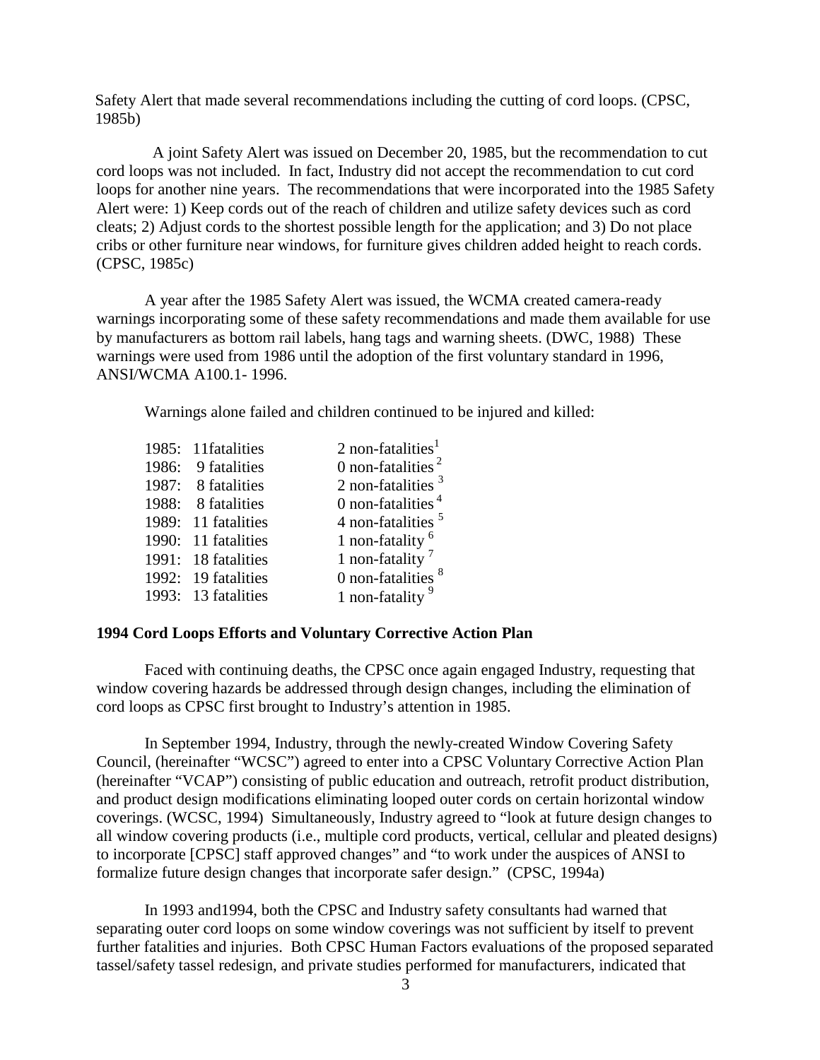Safety Alert that made several recommendations including the cutting of cord loops. (CPSC, 1985b)

A joint Safety Alert was issued on December 20, 1985, but the recommendation to cut cord loops was not included. In fact, Industry did not accept the recommendation to cut cord loops for another nine years. The recommendations that were incorporated into the 1985 Safety Alert were: 1) Keep cords out of the reach of children and utilize safety devices such as cord cleats; 2) Adjust cords to the shortest possible length for the application; and 3) Do not place cribs or other furniture near windows, for furniture gives children added height to reach cords. (CPSC, 1985c)

A year after the 1985 Safety Alert was issued, the WCMA created camera-ready warnings incorporating some of these safety recommendations and made them available for use by manufacturers as bottom rail labels, hang tags and warning sheets. (DWC, 1988) These warnings were used from 1986 until the adoption of the first voluntary standard in 1996, ANSI/WCMA A100.1- 1996.

Warnings alone failed and children continued to be injured and killed:

| | | |
|---|---|---|
| 1985: | 11fatalities | 2 non-fatalities[1] |
| 1986: | 9 fatalities | 0 non-fatalities [2] |
| 1987: | 8 fatalities | 2 non-fatalities [3] |
| 1988: | 8 fatalities | 0 non-fatalities [4] |
| 1989: | 11 fatalities | 4 non-fatalities [5] |
| 1990: | 11 fatalities | 1 non-fatality [6] |
| 1991: | 18 fatalities | 1 non-fatality [7] |
| 1992: | 19 fatalities | 0 non-fatalities [8] |
| 1993: | 13 fatalities | 1 non-fatality [9] |

**1994 Cord Loops Efforts and Voluntary Corrective Action Plan**

Faced with continuing deaths, the CPSC once again engaged Industry, requesting that window covering hazards be addressed through design changes, including the elimination of cord loops as CPSC first brought to Industry's attention in 1985.

In September 1994, Industry, through the newly-created Window Covering Safety Council, (hereinafter "WCSC") agreed to enter into a CPSC Voluntary Corrective Action Plan (hereinafter "VCAP") consisting of public education and outreach, retrofit product distribution, and product design modifications eliminating looped outer cords on certain horizontal window coverings. (WCSC, 1994) Simultaneously, Industry agreed to "look at future design changes to all window covering products (i.e., multiple cord products, vertical, cellular and pleated designs) to incorporate [CPSC] staff approved changes" and "to work under the auspices of ANSI to formalize future design changes that incorporate safer design." (CPSC, 1994a)

In 1993 and1994, both the CPSC and Industry safety consultants had warned that separating outer cord loops on some window coverings was not sufficient by itself to prevent further fatalities and injuries. Both CPSC Human Factors evaluations of the proposed separated tassel/safety tassel redesign, and private studies performed for manufacturers, indicated that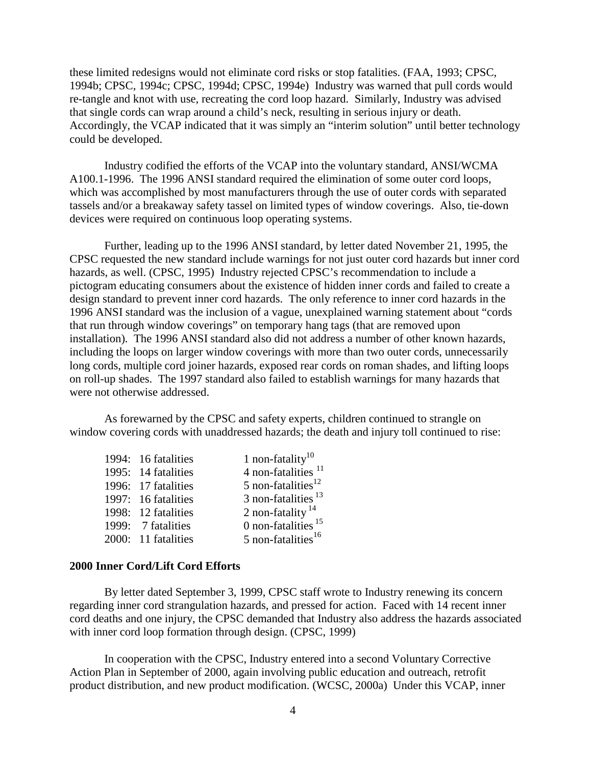these limited redesigns would not eliminate cord risks or stop fatalities. (FAA, 1993; CPSC, 1994b; CPSC, 1994c; CPSC, 1994d; CPSC, 1994e) Industry was warned that pull cords would re-tangle and knot with use, recreating the cord loop hazard. Similarly, Industry was advised that single cords can wrap around a child's neck, resulting in serious injury or death. Accordingly, the VCAP indicated that it was simply an "interim solution" until better technology could be developed.

Industry codified the efforts of the VCAP into the voluntary standard, ANSI/WCMA A100.1-1996. The 1996 ANSI standard required the elimination of some outer cord loops, which was accomplished by most manufacturers through the use of outer cords with separated tassels and/or a breakaway safety tassel on limited types of window coverings. Also, tie-down devices were required on continuous loop operating systems.

Further, leading up to the 1996 ANSI standard, by letter dated November 21, 1995, the CPSC requested the new standard include warnings for not just outer cord hazards but inner cord hazards, as well. (CPSC, 1995) Industry rejected CPSC's recommendation to include a pictogram educating consumers about the existence of hidden inner cords and failed to create a design standard to prevent inner cord hazards. The only reference to inner cord hazards in the 1996 ANSI standard was the inclusion of a vague, unexplained warning statement about "cords that run through window coverings" on temporary hang tags (that are removed upon installation). The 1996 ANSI standard also did not address a number of other known hazards, including the loops on larger window coverings with more than two outer cords, unnecessarily long cords, multiple cord joiner hazards, exposed rear cords on roman shades, and lifting loops on roll-up shades. The 1997 standard also failed to establish warnings for many hazards that were not otherwise addressed.

As forewarned by the CPSC and safety experts, children continued to strangle on window covering cords with unaddressed hazards; the death and injury toll continued to rise:

| | |
|---|---|
| 1994: 16 fatalities | 1 non-fatality[10] |
| 1995: 14 fatalities | 4 non-fatalities [11] |
| 1996: 17 fatalities | 5 non-fatalities[12] |
| 1997: 16 fatalities | 3 non-fatalities [13] |
| 1998: 12 fatalities | 2 non-fatality [14] |
| 1999: 7 fatalities | 0 non-fatalities [15] |
| 2000: 11 fatalities | 5 non-fatalities[16] |

**2000 Inner Cord/Lift Cord Efforts**

By letter dated September 3, 1999, CPSC staff wrote to Industry renewing its concern regarding inner cord strangulation hazards, and pressed for action. Faced with 14 recent inner cord deaths and one injury, the CPSC demanded that Industry also address the hazards associated with inner cord loop formation through design. (CPSC, 1999)

In cooperation with the CPSC, Industry entered into a second Voluntary Corrective Action Plan in September of 2000, again involving public education and outreach, retrofit product distribution, and new product modification. (WCSC, 2000a) Under this VCAP, inner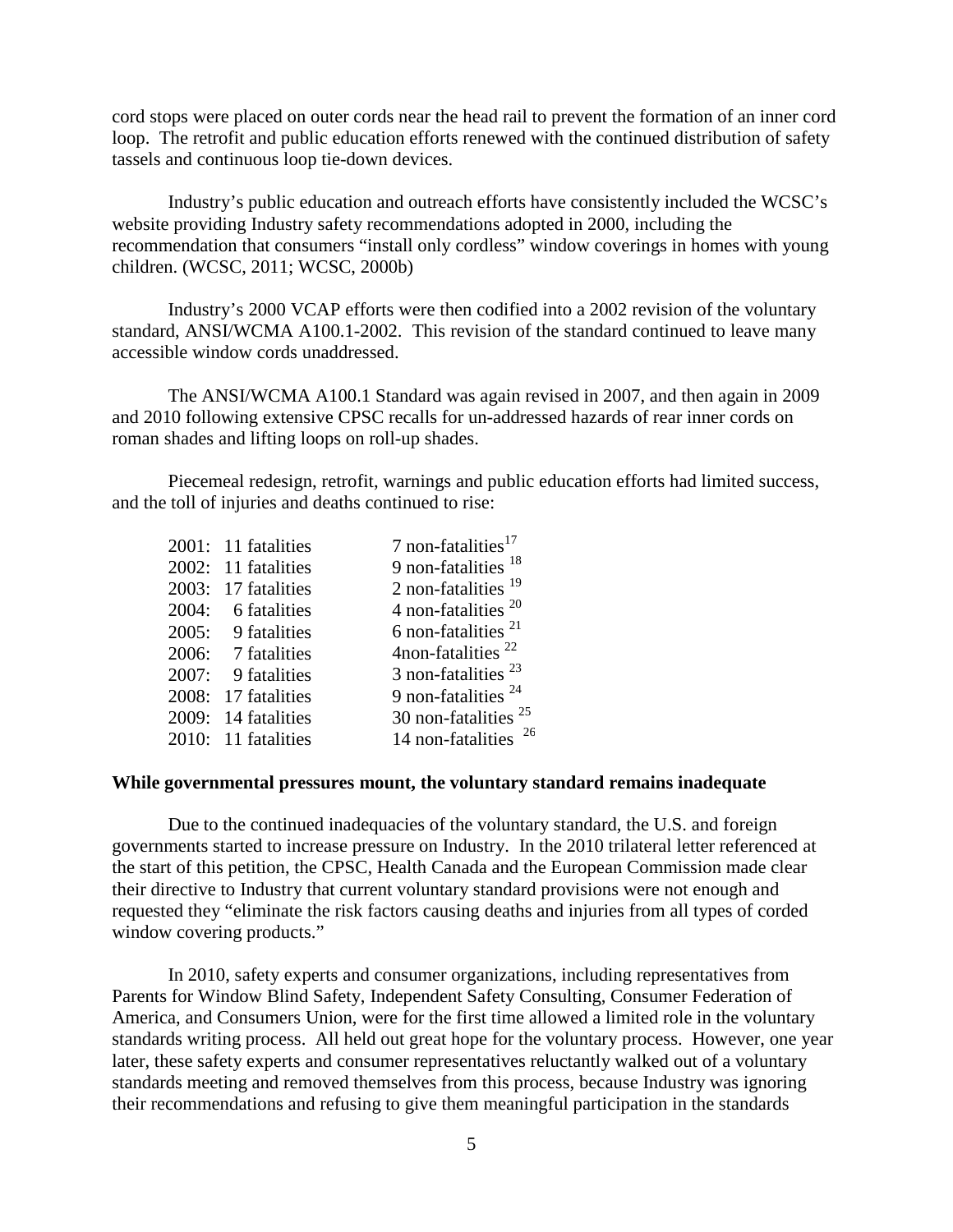cord stops were placed on outer cords near the head rail to prevent the formation of an inner cord loop. The retrofit and public education efforts renewed with the continued distribution of safety tassels and continuous loop tie-down devices.

Industry's public education and outreach efforts have consistently included the WCSC's website providing Industry safety recommendations adopted in 2000, including the recommendation that consumers "install only cordless" window coverings in homes with young children. (WCSC, 2011; WCSC, 2000b)

Industry's 2000 VCAP efforts were then codified into a 2002 revision of the voluntary standard, ANSI/WCMA A100.1-2002. This revision of the standard continued to leave many accessible window cords unaddressed.

The ANSI/WCMA A100.1 Standard was again revised in 2007, and then again in 2009 and 2010 following extensive CPSC recalls for un-addressed hazards of rear inner cords on roman shades and lifting loops on roll-up shades.

Piecemeal redesign, retrofit, warnings and public education efforts had limited success, and the toll of injuries and deaths continued to rise:

| | | |
|---|---|---|
| 2001: | 11 fatalities | 7 non-fatalities[17] |
| 2002: | 11 fatalities | 9 non-fatalities [18] |
| 2003: | 17 fatalities | 2 non-fatalities [19] |
| 2004: | 6 fatalities | 4 non-fatalities [20] |
| 2005: | 9 fatalities | 6 non-fatalities [21] |
| 2006: | 7 fatalities | 4non-fatalities [22] |
| 2007: | 9 fatalities | 3 non-fatalities [23] |
| 2008: | 17 fatalities | 9 non-fatalities [24] |
| 2009: | 14 fatalities | 30 non-fatalities [25] |
| 2010: | 11 fatalities | 14 non-fatalities [26] |

**While governmental pressures mount, the voluntary standard remains inadequate**

Due to the continued inadequacies of the voluntary standard, the U.S. and foreign governments started to increase pressure on Industry. In the 2010 trilateral letter referenced at the start of this petition, the CPSC, Health Canada and the European Commission made clear their directive to Industry that current voluntary standard provisions were not enough and requested they "eliminate the risk factors causing deaths and injuries from all types of corded window covering products."

In 2010, safety experts and consumer organizations, including representatives from Parents for Window Blind Safety, Independent Safety Consulting, Consumer Federation of America, and Consumers Union, were for the first time allowed a limited role in the voluntary standards writing process. All held out great hope for the voluntary process. However, one year later, these safety experts and consumer representatives reluctantly walked out of a voluntary standards meeting and removed themselves from this process, because Industry was ignoring their recommendations and refusing to give them meaningful participation in the standards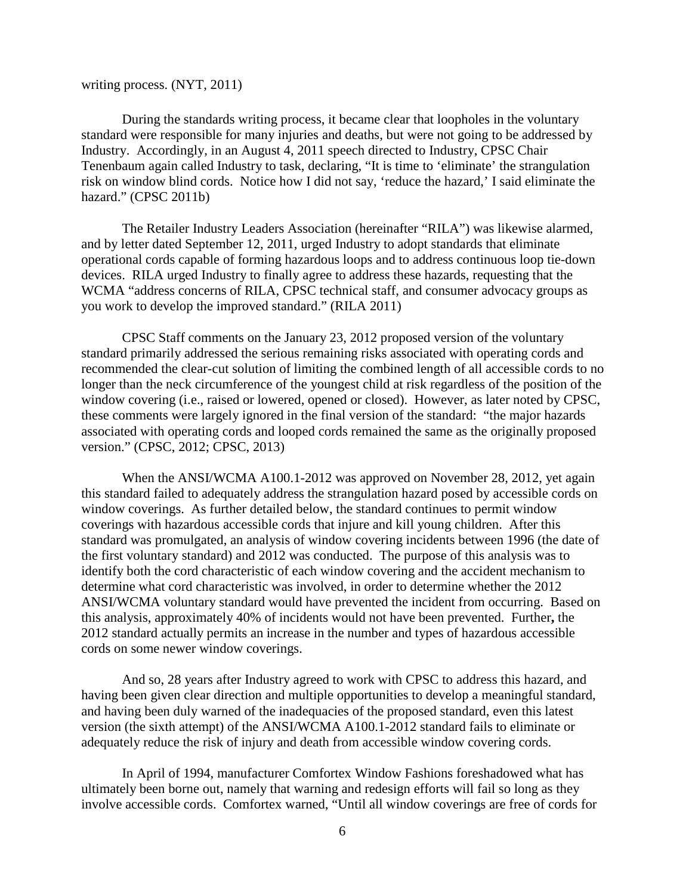writing process. (NYT, 2011)

During the standards writing process, it became clear that loopholes in the voluntary standard were responsible for many injuries and deaths, but were not going to be addressed by Industry. Accordingly, in an August 4, 2011 speech directed to Industry, CPSC Chair Tenenbaum again called Industry to task, declaring, "It is time to 'eliminate' the strangulation risk on window blind cords. Notice how I did not say, 'reduce the hazard,' I said eliminate the hazard." (CPSC 2011b)

The Retailer Industry Leaders Association (hereinafter "RILA") was likewise alarmed, and by letter dated September 12, 2011, urged Industry to adopt standards that eliminate operational cords capable of forming hazardous loops and to address continuous loop tie-down devices. RILA urged Industry to finally agree to address these hazards, requesting that the WCMA "address concerns of RILA, CPSC technical staff, and consumer advocacy groups as you work to develop the improved standard." (RILA 2011)

CPSC Staff comments on the January 23, 2012 proposed version of the voluntary standard primarily addressed the serious remaining risks associated with operating cords and recommended the clear-cut solution of limiting the combined length of all accessible cords to no longer than the neck circumference of the youngest child at risk regardless of the position of the window covering (i.e., raised or lowered, opened or closed). However, as later noted by CPSC, these comments were largely ignored in the final version of the standard: "the major hazards associated with operating cords and looped cords remained the same as the originally proposed version." (CPSC, 2012; CPSC, 2013)

When the ANSI/WCMA A100.1-2012 was approved on November 28, 2012, yet again this standard failed to adequately address the strangulation hazard posed by accessible cords on window coverings. As further detailed below, the standard continues to permit window coverings with hazardous accessible cords that injure and kill young children. After this standard was promulgated, an analysis of window covering incidents between 1996 (the date of the first voluntary standard) and 2012 was conducted. The purpose of this analysis was to identify both the cord characteristic of each window covering and the accident mechanism to determine what cord characteristic was involved, in order to determine whether the 2012 ANSI/WCMA voluntary standard would have prevented the incident from occurring. Based on this analysis, approximately 40% of incidents would not have been prevented. Further**,** the 2012 standard actually permits an increase in the number and types of hazardous accessible cords on some newer window coverings.

And so, 28 years after Industry agreed to work with CPSC to address this hazard, and having been given clear direction and multiple opportunities to develop a meaningful standard, and having been duly warned of the inadequacies of the proposed standard, even this latest version (the sixth attempt) of the ANSI/WCMA A100.1-2012 standard fails to eliminate or adequately reduce the risk of injury and death from accessible window covering cords.

In April of 1994, manufacturer Comfortex Window Fashions foreshadowed what has ultimately been borne out, namely that warning and redesign efforts will fail so long as they involve accessible cords. Comfortex warned, "Until all window coverings are free of cords for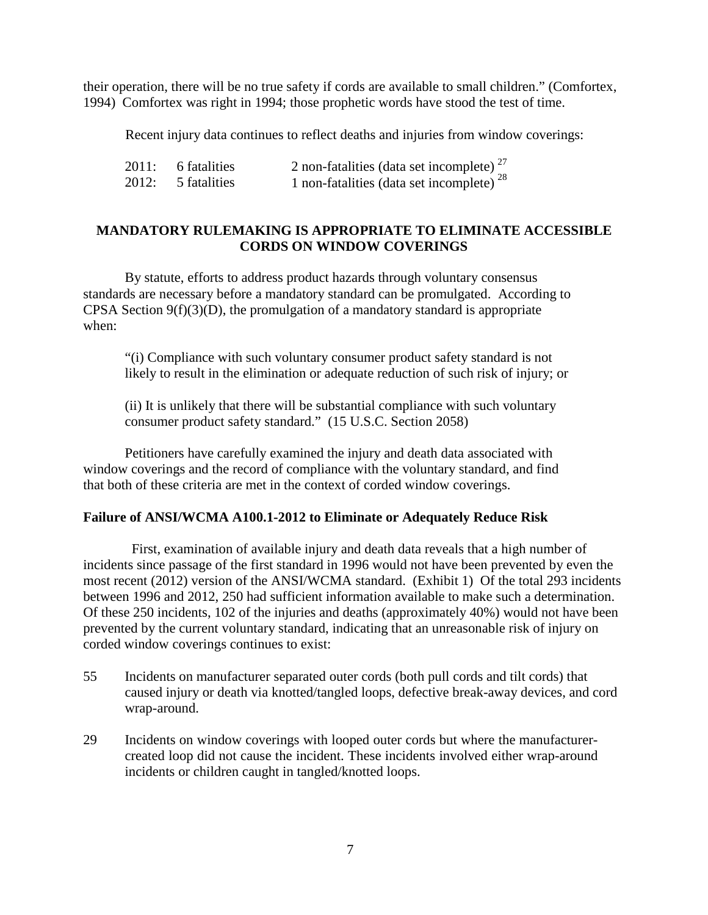their operation, there will be no true safety if cords are available to small children." (Comfortex, 1994) Comfortex was right in 1994; those prophetic words have stood the test of time.

Recent injury data continues to reflect deaths and injuries from window coverings:

| | | |
|---|---|---|
| 2011: | 6 fatalities | 2 non-fatalities (data set incomplete) [27] |
| 2012: | 5 fatalities | 1 non-fatalities (data set incomplete) [28] |

## MANDATORY RULEMAKING IS APPROPRIATE TO ELIMINATE ACCESSIBLE CORDS ON WINDOW COVERINGS

By statute, efforts to address product hazards through voluntary consensus standards are necessary before a mandatory standard can be promulgated. According to CPSA Section 9(f)(3)(D), the promulgation of a mandatory standard is appropriate when:

> "(i) Compliance with such voluntary consumer product safety standard is not likely to result in the elimination or adequate reduction of such risk of injury; or
>
> (ii) It is unlikely that there will be substantial compliance with such voluntary consumer product safety standard." (15 U.S.C. Section 2058)

Petitioners have carefully examined the injury and death data associated with window coverings and the record of compliance with the voluntary standard, and find that both of these criteria are met in the context of corded window coverings.

### Failure of ANSI/WCMA A100.1-2012 to Eliminate or Adequately Reduce Risk

First, examination of available injury and death data reveals that a high number of incidents since passage of the first standard in 1996 would not have been prevented by even the most recent (2012) version of the ANSI/WCMA standard. (Exhibit 1) Of the total 293 incidents between 1996 and 2012, 250 had sufficient information available to make such a determination. Of these 250 incidents, 102 of the injuries and deaths (approximately 40%) would not have been prevented by the current voluntary standard, indicating that an unreasonable risk of injury on corded window coverings continues to exist:

55 Incidents on manufacturer separated outer cords (both pull cords and tilt cords) that caused injury or death via knotted/tangled loops, defective break-away devices, and cord wrap-around.

29 Incidents on window coverings with looped outer cords but where the manufacturer-created loop did not cause the incident. These incidents involved either wrap-around incidents or children caught in tangled/knotted loops.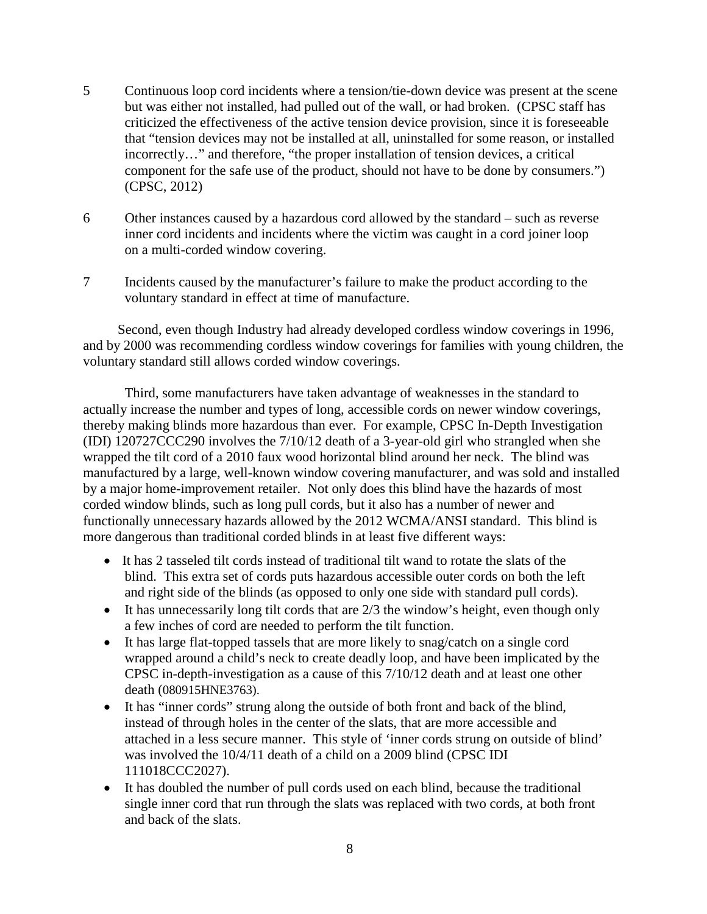5 Continuous loop cord incidents where a tension/tie-down device was present at the scene but was either not installed, had pulled out of the wall, or had broken. (CPSC staff has criticized the effectiveness of the active tension device provision, since it is foreseeable that "tension devices may not be installed at all, uninstalled for some reason, or installed incorrectly…" and therefore, "the proper installation of tension devices, a critical component for the safe use of the product, should not have to be done by consumers.") (CPSC, 2012)

6 Other instances caused by a hazardous cord allowed by the standard – such as reverse inner cord incidents and incidents where the victim was caught in a cord joiner loop on a multi-corded window covering.

7 Incidents caused by the manufacturer's failure to make the product according to the voluntary standard in effect at time of manufacture.

Second, even though Industry had already developed cordless window coverings in 1996, and by 2000 was recommending cordless window coverings for families with young children, the voluntary standard still allows corded window coverings.

Third, some manufacturers have taken advantage of weaknesses in the standard to actually increase the number and types of long, accessible cords on newer window coverings, thereby making blinds more hazardous than ever. For example, CPSC In-Depth Investigation (IDI) 120727CCC290 involves the 7/10/12 death of a 3-year-old girl who strangled when she wrapped the tilt cord of a 2010 faux wood horizontal blind around her neck. The blind was manufactured by a large, well-known window covering manufacturer, and was sold and installed by a major home-improvement retailer. Not only does this blind have the hazards of most corded window blinds, such as long pull cords, but it also has a number of newer and functionally unnecessary hazards allowed by the 2012 WCMA/ANSI standard. This blind is more dangerous than traditional corded blinds in at least five different ways:

- It has 2 tasseled tilt cords instead of traditional tilt wand to rotate the slats of the blind. This extra set of cords puts hazardous accessible outer cords on both the left and right side of the blinds (as opposed to only one side with standard pull cords).
- It has unnecessarily long tilt cords that are 2/3 the window's height, even though only a few inches of cord are needed to perform the tilt function.
- It has large flat-topped tassels that are more likely to snag/catch on a single cord wrapped around a child's neck to create deadly loop, and have been implicated by the CPSC in-depth-investigation as a cause of this 7/10/12 death and at least one other death (080915HNE3763).
- It has "inner cords" strung along the outside of both front and back of the blind, instead of through holes in the center of the slats, that are more accessible and attached in a less secure manner. This style of 'inner cords strung on outside of blind' was involved the 10/4/11 death of a child on a 2009 blind (CPSC IDI 111018CCC2027).
- It has doubled the number of pull cords used on each blind, because the traditional single inner cord that run through the slats was replaced with two cords, at both front and back of the slats.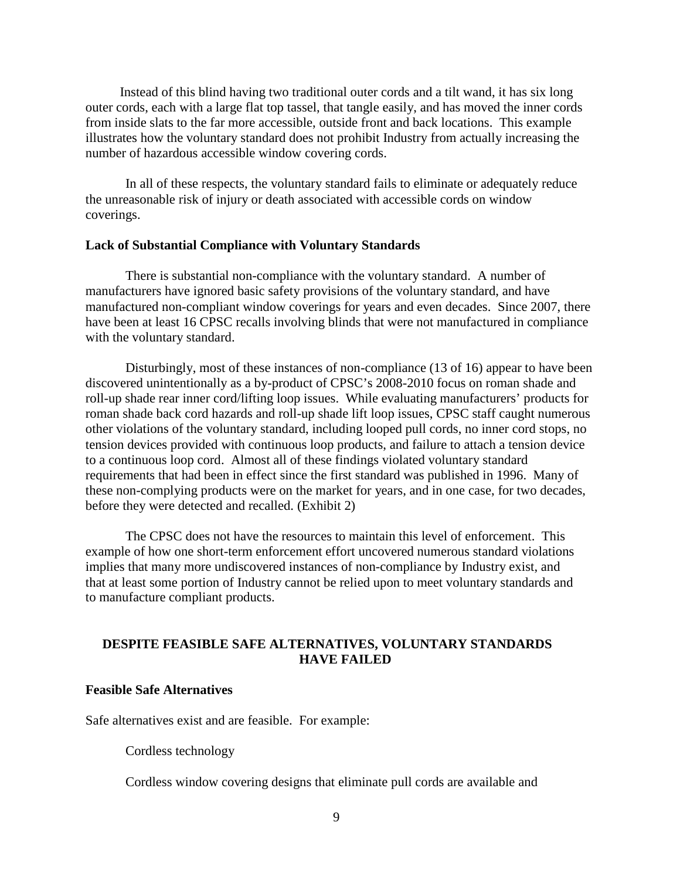Instead of this blind having two traditional outer cords and a tilt wand, it has six long outer cords, each with a large flat top tassel, that tangle easily, and has moved the inner cords from inside slats to the far more accessible, outside front and back locations. This example illustrates how the voluntary standard does not prohibit Industry from actually increasing the number of hazardous accessible window covering cords.

In all of these respects, the voluntary standard fails to eliminate or adequately reduce the unreasonable risk of injury or death associated with accessible cords on window coverings.

### Lack of Substantial Compliance with Voluntary Standards

There is substantial non-compliance with the voluntary standard. A number of manufacturers have ignored basic safety provisions of the voluntary standard, and have manufactured non-compliant window coverings for years and even decades. Since 2007, there have been at least 16 CPSC recalls involving blinds that were not manufactured in compliance with the voluntary standard.

Disturbingly, most of these instances of non-compliance (13 of 16) appear to have been discovered unintentionally as a by-product of CPSC's 2008-2010 focus on roman shade and roll-up shade rear inner cord/lifting loop issues. While evaluating manufacturers' products for roman shade back cord hazards and roll-up shade lift loop issues, CPSC staff caught numerous other violations of the voluntary standard, including looped pull cords, no inner cord stops, no tension devices provided with continuous loop products, and failure to attach a tension device to a continuous loop cord. Almost all of these findings violated voluntary standard requirements that had been in effect since the first standard was published in 1996. Many of these non-complying products were on the market for years, and in one case, for two decades, before they were detected and recalled. (Exhibit 2)

The CPSC does not have the resources to maintain this level of enforcement. This example of how one short-term enforcement effort uncovered numerous standard violations implies that many more undiscovered instances of non-compliance by Industry exist, and that at least some portion of Industry cannot be relied upon to meet voluntary standards and to manufacture compliant products.

## DESPITE FEASIBLE SAFE ALTERNATIVES, VOLUNTARY STANDARDS HAVE FAILED

### Feasible Safe Alternatives

Safe alternatives exist and are feasible. For example:

Cordless technology

Cordless window covering designs that eliminate pull cords are available and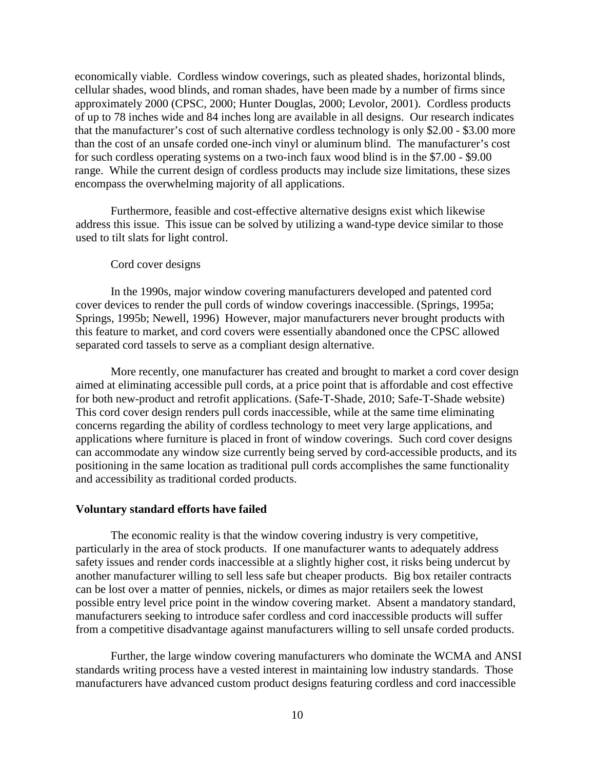economically viable. Cordless window coverings, such as pleated shades, horizontal blinds, cellular shades, wood blinds, and roman shades, have been made by a number of firms since approximately 2000 (CPSC, 2000; Hunter Douglas, 2000; Levolor, 2001). Cordless products of up to 78 inches wide and 84 inches long are available in all designs. Our research indicates that the manufacturer's cost of such alternative cordless technology is only $2.00 - $3.00 more than the cost of an unsafe corded one-inch vinyl or aluminum blind. The manufacturer's cost for such cordless operating systems on a two-inch faux wood blind is in the $7.00 - $9.00 range. While the current design of cordless products may include size limitations, these sizes encompass the overwhelming majority of all applications.

Furthermore, feasible and cost-effective alternative designs exist which likewise address this issue. This issue can be solved by utilizing a wand-type device similar to those used to tilt slats for light control.

Cord cover designs

In the 1990s, major window covering manufacturers developed and patented cord cover devices to render the pull cords of window coverings inaccessible. (Springs, 1995a; Springs, 1995b; Newell, 1996) However, major manufacturers never brought products with this feature to market, and cord covers were essentially abandoned once the CPSC allowed separated cord tassels to serve as a compliant design alternative.

More recently, one manufacturer has created and brought to market a cord cover design aimed at eliminating accessible pull cords, at a price point that is affordable and cost effective for both new-product and retrofit applications. (Safe-T-Shade, 2010; Safe-T-Shade website) This cord cover design renders pull cords inaccessible, while at the same time eliminating concerns regarding the ability of cordless technology to meet very large applications, and applications where furniture is placed in front of window coverings. Such cord cover designs can accommodate any window size currently being served by cord-accessible products, and its positioning in the same location as traditional pull cords accomplishes the same functionality and accessibility as traditional corded products.

**Voluntary standard efforts have failed**

The economic reality is that the window covering industry is very competitive, particularly in the area of stock products. If one manufacturer wants to adequately address safety issues and render cords inaccessible at a slightly higher cost, it risks being undercut by another manufacturer willing to sell less safe but cheaper products. Big box retailer contracts can be lost over a matter of pennies, nickels, or dimes as major retailers seek the lowest possible entry level price point in the window covering market. Absent a mandatory standard, manufacturers seeking to introduce safer cordless and cord inaccessible products will suffer from a competitive disadvantage against manufacturers willing to sell unsafe corded products.

Further, the large window covering manufacturers who dominate the WCMA and ANSI standards writing process have a vested interest in maintaining low industry standards. Those manufacturers have advanced custom product designs featuring cordless and cord inaccessible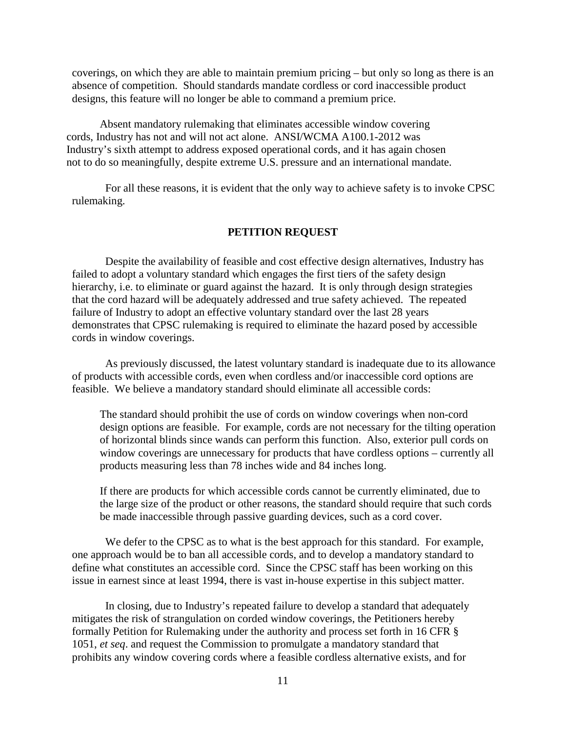coverings, on which they are able to maintain premium pricing – but only so long as there is an absence of competition. Should standards mandate cordless or cord inaccessible product designs, this feature will no longer be able to command a premium price.

Absent mandatory rulemaking that eliminates accessible window covering cords, Industry has not and will not act alone. ANSI/WCMA A100.1-2012 was Industry's sixth attempt to address exposed operational cords, and it has again chosen not to do so meaningfully, despite extreme U.S. pressure and an international mandate.

For all these reasons, it is evident that the only way to achieve safety is to invoke CPSC rulemaking.

## PETITION REQUEST

Despite the availability of feasible and cost effective design alternatives, Industry has failed to adopt a voluntary standard which engages the first tiers of the safety design hierarchy, i.e. to eliminate or guard against the hazard. It is only through design strategies that the cord hazard will be adequately addressed and true safety achieved. The repeated failure of Industry to adopt an effective voluntary standard over the last 28 years demonstrates that CPSC rulemaking is required to eliminate the hazard posed by accessible cords in window coverings.

As previously discussed, the latest voluntary standard is inadequate due to its allowance of products with accessible cords, even when cordless and/or inaccessible cord options are feasible. We believe a mandatory standard should eliminate all accessible cords:

> The standard should prohibit the use of cords on window coverings when non-cord design options are feasible. For example, cords are not necessary for the tilting operation of horizontal blinds since wands can perform this function. Also, exterior pull cords on window coverings are unnecessary for products that have cordless options – currently all products measuring less than 78 inches wide and 84 inches long.
>
> If there are products for which accessible cords cannot be currently eliminated, due to the large size of the product or other reasons, the standard should require that such cords be made inaccessible through passive guarding devices, such as a cord cover.

We defer to the CPSC as to what is the best approach for this standard. For example, one approach would be to ban all accessible cords, and to develop a mandatory standard to define what constitutes an accessible cord. Since the CPSC staff has been working on this issue in earnest since at least 1994, there is vast in-house expertise in this subject matter.

In closing, due to Industry's repeated failure to develop a standard that adequately mitigates the risk of strangulation on corded window coverings, the Petitioners hereby formally Petition for Rulemaking under the authority and process set forth in 16 CFR § 1051, *et seq*. and request the Commission to promulgate a mandatory standard that prohibits any window covering cords where a feasible cordless alternative exists, and for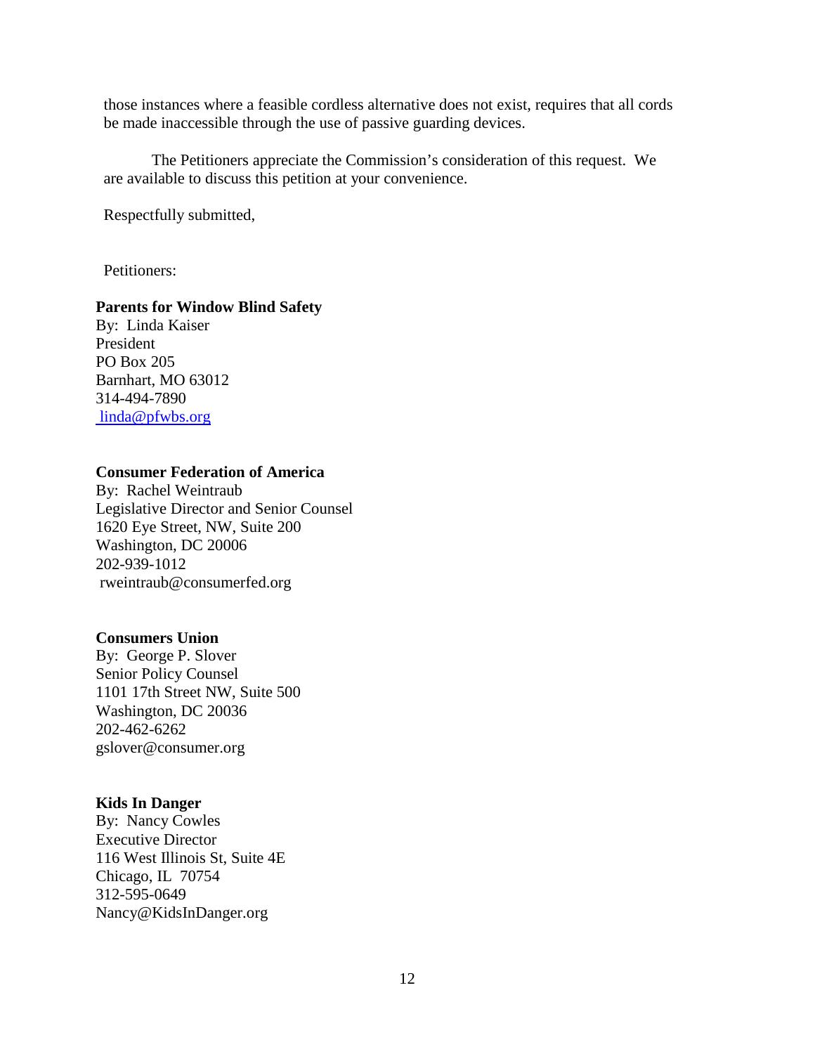those instances where a feasible cordless alternative does not exist, requires that all cords be made inaccessible through the use of passive guarding devices.

The Petitioners appreciate the Commission's consideration of this request. We are available to discuss this petition at your convenience.

Respectfully submitted,

Petitioners:

**Parents for Window Blind Safety**
By: Linda Kaiser
President
PO Box 205
Barnhart, MO 63012
314-494-7890
linda@pfwbs.org

**Consumer Federation of America**
By: Rachel Weintraub
Legislative Director and Senior Counsel
1620 Eye Street, NW, Suite 200
Washington, DC 20006
202-939-1012
rweintraub@consumerfed.org

**Consumers Union**
By: George P. Slover
Senior Policy Counsel
1101 17th Street NW, Suite 500
Washington, DC 20036
202-462-6262
gslover@consumer.org

**Kids In Danger**
By: Nancy Cowles
Executive Director
116 West Illinois St, Suite 4E
Chicago, IL 70754
312-595-0649
Nancy@KidsInDanger.org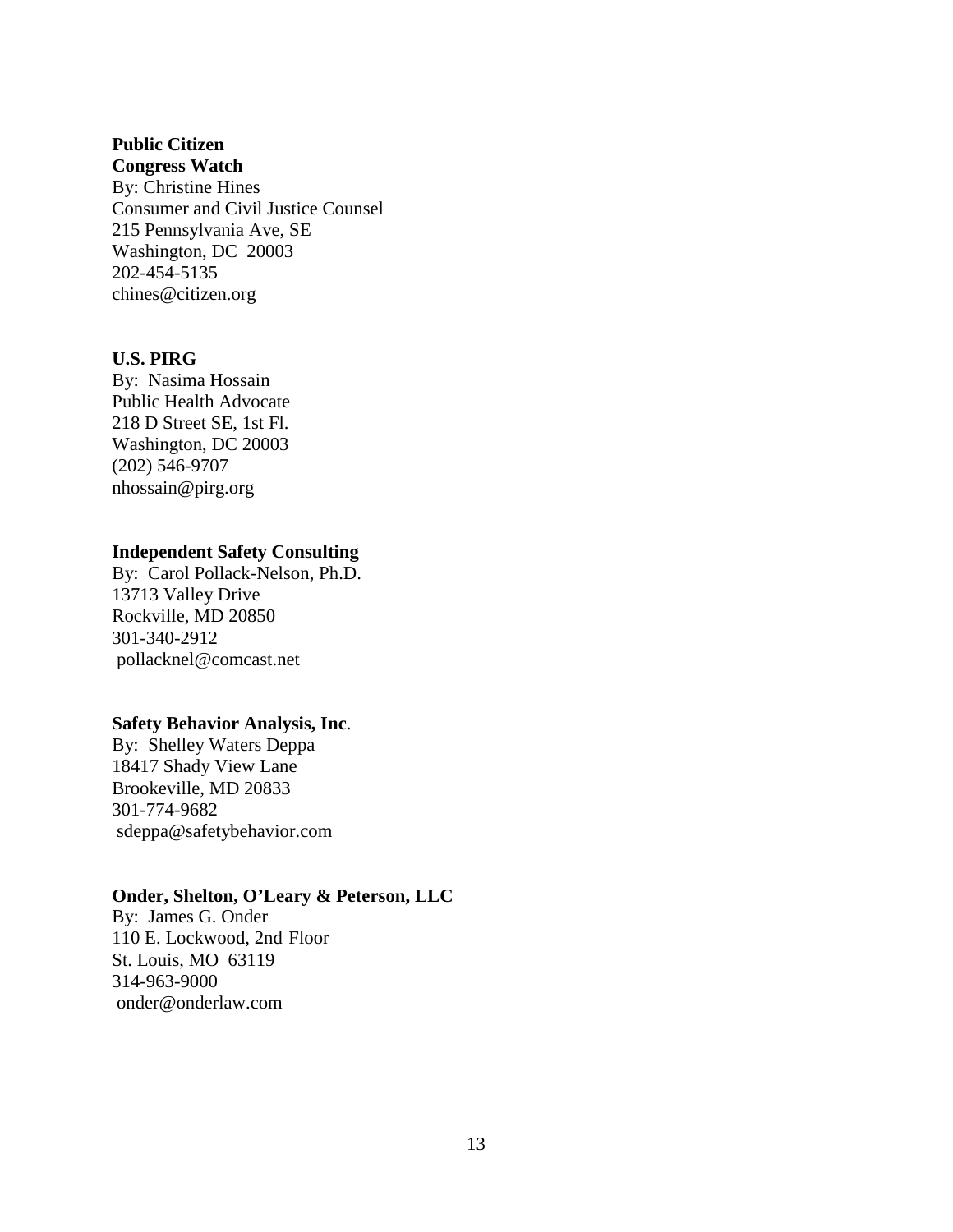**Public Citizen**
**Congress Watch**
By: Christine Hines
Consumer and Civil Justice Counsel
215 Pennsylvania Ave, SE
Washington, DC 20003
202-454-5135
chines@citizen.org

**U.S. PIRG**
By: Nasima Hossain
Public Health Advocate
218 D Street SE, 1st Fl.
Washington, DC 20003
(202) 546-9707
nhossain@pirg.org

**Independent Safety Consulting**
By: Carol Pollack-Nelson, Ph.D.
13713 Valley Drive
Rockville, MD 20850
301-340-2912
pollacknel@comcast.net

**Safety Behavior Analysis, Inc**.
By: Shelley Waters Deppa
18417 Shady View Lane
Brookeville, MD 20833
301-774-9682
sdeppa@safetybehavior.com

**Onder, Shelton, O'Leary & Peterson, LLC**
By: James G. Onder
110 E. Lockwood, 2nd Floor
St. Louis, MO 63119
314-963-9000
onder@onderlaw.com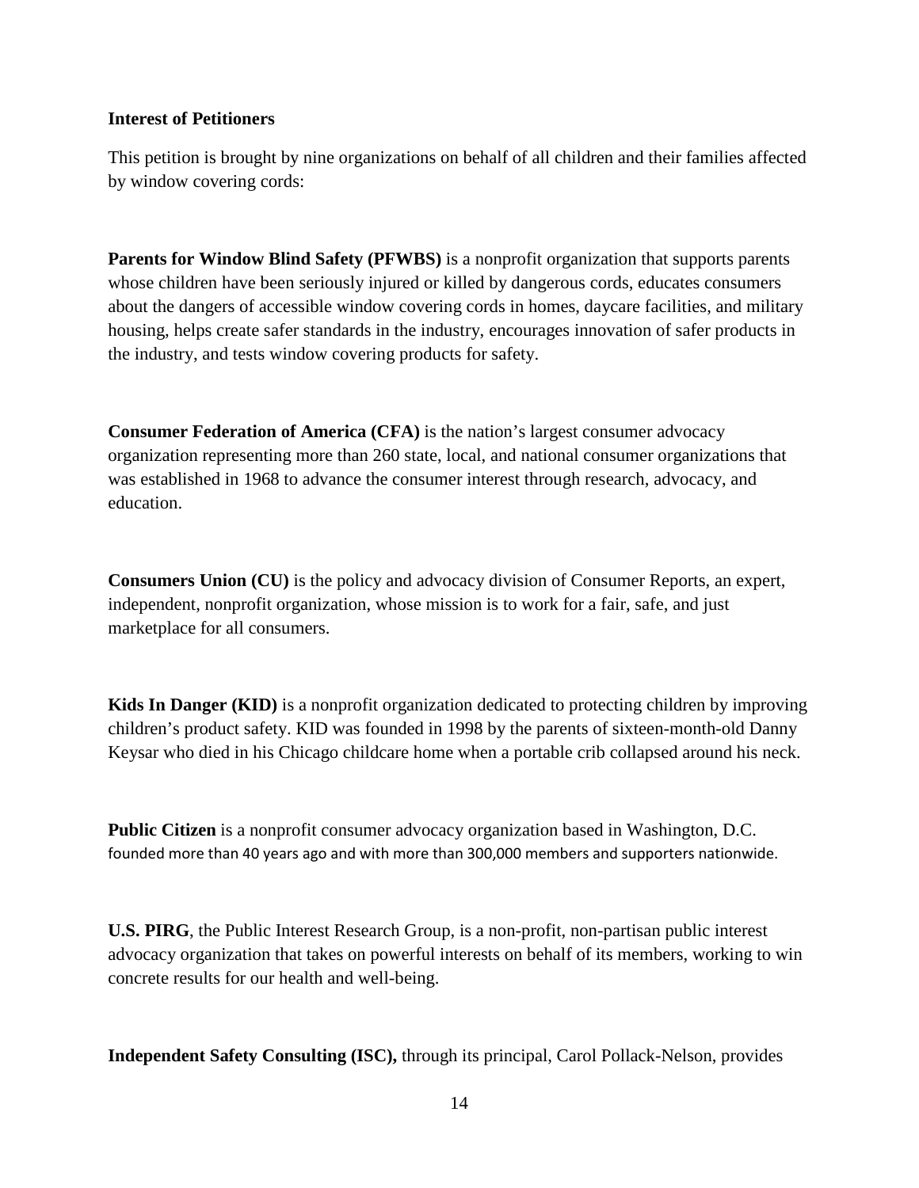**Interest of Petitioners**

This petition is brought by nine organizations on behalf of all children and their families affected by window covering cords:

**Parents for Window Blind Safety (PFWBS)** is a nonprofit organization that supports parents whose children have been seriously injured or killed by dangerous cords, educates consumers about the dangers of accessible window covering cords in homes, daycare facilities, and military housing, helps create safer standards in the industry, encourages innovation of safer products in the industry, and tests window covering products for safety.

**Consumer Federation of America (CFA)** is the nation's largest consumer advocacy organization representing more than 260 state, local, and national consumer organizations that was established in 1968 to advance the consumer interest through research, advocacy, and education.

**Consumers Union (CU)** is the policy and advocacy division of Consumer Reports, an expert, independent, nonprofit organization, whose mission is to work for a fair, safe, and just marketplace for all consumers.

**Kids In Danger (KID)** is a nonprofit organization dedicated to protecting children by improving children's product safety. KID was founded in 1998 by the parents of sixteen-month-old Danny Keysar who died in his Chicago childcare home when a portable crib collapsed around his neck.

**Public Citizen** is a nonprofit consumer advocacy organization based in Washington, D.C. founded more than 40 years ago and with more than 300,000 members and supporters nationwide.

**U.S. PIRG**, the Public Interest Research Group, is a non-profit, non-partisan public interest advocacy organization that takes on powerful interests on behalf of its members, working to win concrete results for our health and well-being.

**Independent Safety Consulting (ISC),** through its principal, Carol Pollack-Nelson, provides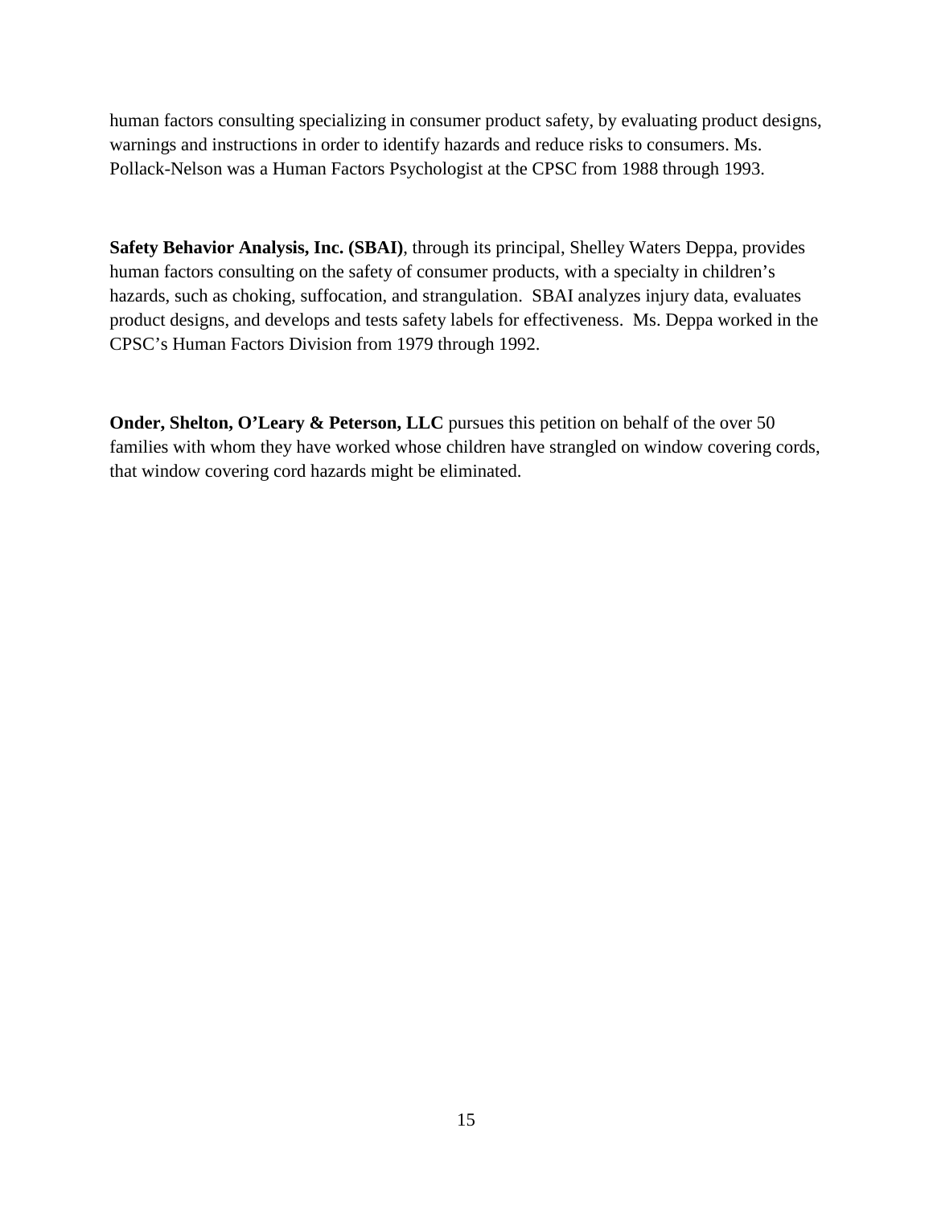human factors consulting specializing in consumer product safety, by evaluating product designs, warnings and instructions in order to identify hazards and reduce risks to consumers. Ms. Pollack-Nelson was a Human Factors Psychologist at the CPSC from 1988 through 1993.

**Safety Behavior Analysis, Inc. (SBAI)**, through its principal, Shelley Waters Deppa, provides human factors consulting on the safety of consumer products, with a specialty in children's hazards, such as choking, suffocation, and strangulation. SBAI analyzes injury data, evaluates product designs, and develops and tests safety labels for effectiveness. Ms. Deppa worked in the CPSC's Human Factors Division from 1979 through 1992.

**Onder, Shelton, O'Leary & Peterson, LLC** pursues this petition on behalf of the over 50 families with whom they have worked whose children have strangled on window covering cords, that window covering cord hazards might be eliminated.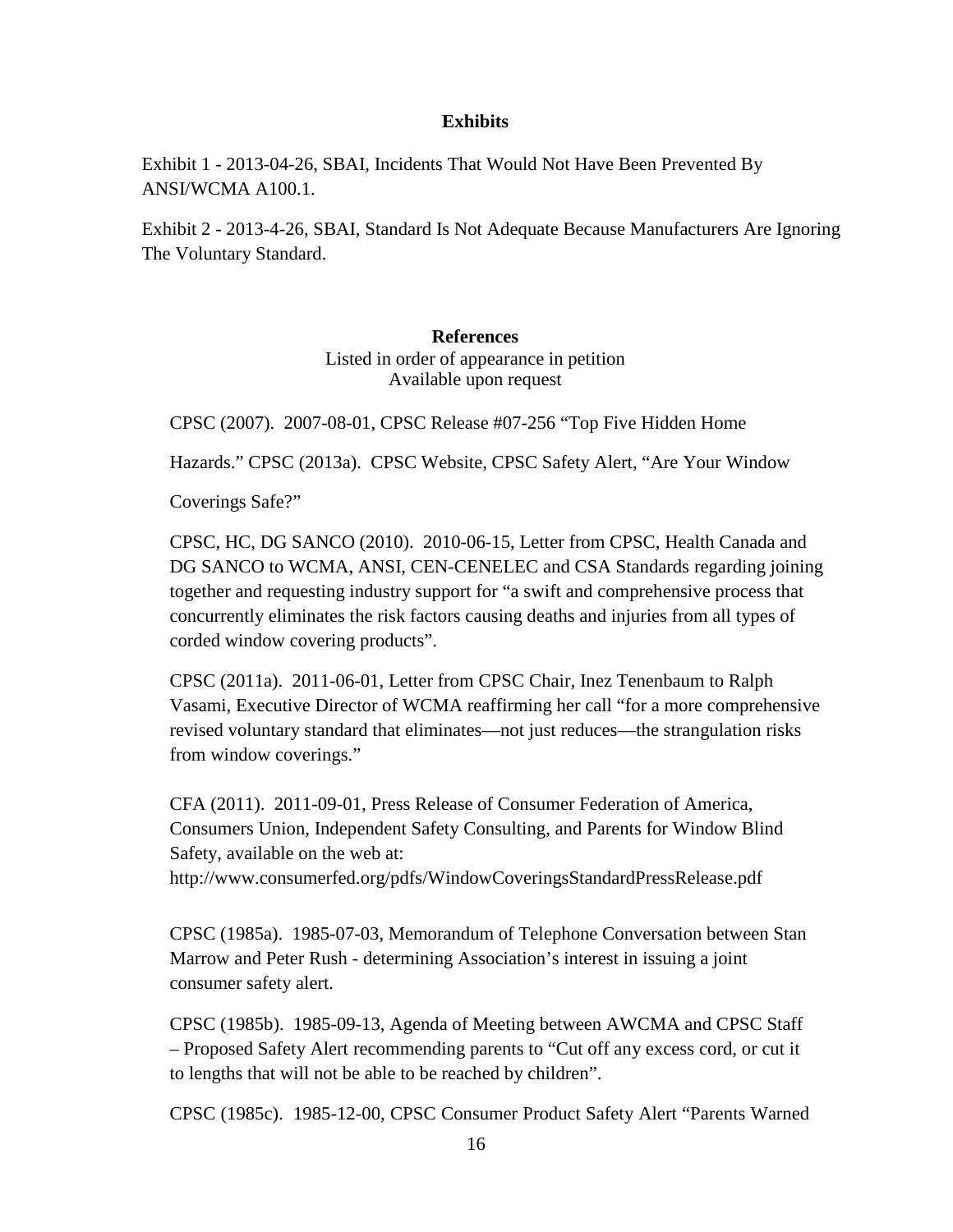**Exhibits**

Exhibit 1 - 2013-04-26, SBAI, Incidents That Would Not Have Been Prevented By ANSI/WCMA A100.1.

Exhibit 2 - 2013-4-26, SBAI, Standard Is Not Adequate Because Manufacturers Are Ignoring The Voluntary Standard.

**References**

Listed in order of appearance in petition
Available upon request

CPSC (2007). 2007-08-01, CPSC Release #07-256 "Top Five Hidden Home Hazards." CPSC (2013a). CPSC Website, CPSC Safety Alert, "Are Your Window Coverings Safe?"

CPSC, HC, DG SANCO (2010). 2010-06-15, Letter from CPSC, Health Canada and DG SANCO to WCMA, ANSI, CEN-CENELEC and CSA Standards regarding joining together and requesting industry support for "a swift and comprehensive process that concurrently eliminates the risk factors causing deaths and injuries from all types of corded window covering products".

CPSC (2011a). 2011-06-01, Letter from CPSC Chair, Inez Tenenbaum to Ralph Vasami, Executive Director of WCMA reaffirming her call "for a more comprehensive revised voluntary standard that eliminates—not just reduces—the strangulation risks from window coverings."

CFA (2011). 2011-09-01, Press Release of Consumer Federation of America, Consumers Union, Independent Safety Consulting, and Parents for Window Blind Safety, available on the web at: http://www.consumerfed.org/pdfs/WindowCoveringsStandardPressRelease.pdf

CPSC (1985a). 1985-07-03, Memorandum of Telephone Conversation between Stan Marrow and Peter Rush - determining Association's interest in issuing a joint consumer safety alert.

CPSC (1985b). 1985-09-13, Agenda of Meeting between AWCMA and CPSC Staff – Proposed Safety Alert recommending parents to "Cut off any excess cord, or cut it to lengths that will not be able to be reached by children".

CPSC (1985c). 1985-12-00, CPSC Consumer Product Safety Alert "Parents Warned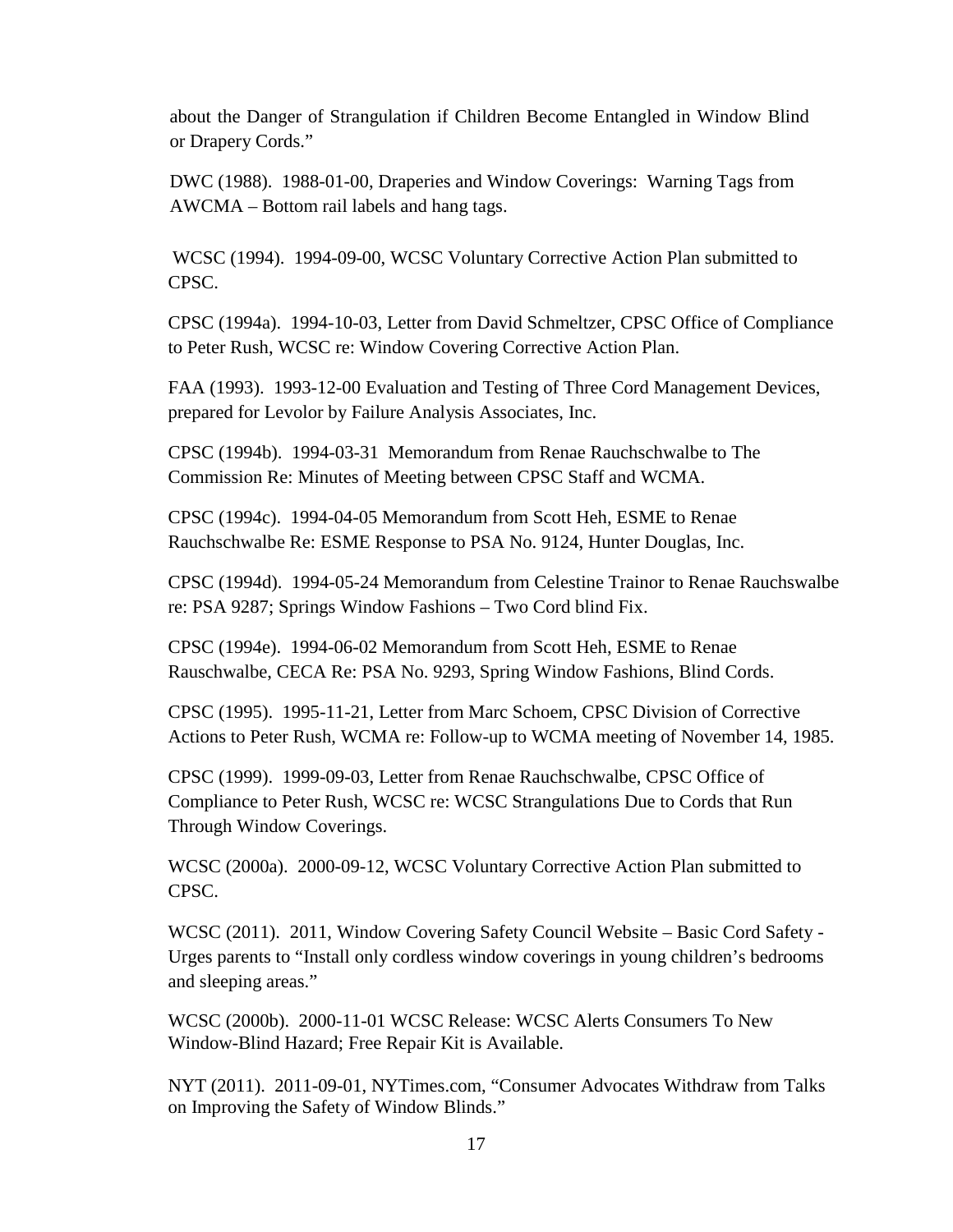about the Danger of Strangulation if Children Become Entangled in Window Blind or Drapery Cords."

DWC (1988). 1988-01-00, Draperies and Window Coverings: Warning Tags from AWCMA – Bottom rail labels and hang tags.

WCSC (1994). 1994-09-00, WCSC Voluntary Corrective Action Plan submitted to CPSC.

CPSC (1994a). 1994-10-03, Letter from David Schmeltzer, CPSC Office of Compliance to Peter Rush, WCSC re: Window Covering Corrective Action Plan.

FAA (1993). 1993-12-00 Evaluation and Testing of Three Cord Management Devices, prepared for Levolor by Failure Analysis Associates, Inc.

CPSC (1994b). 1994-03-31 Memorandum from Renae Rauchschwalbe to The Commission Re: Minutes of Meeting between CPSC Staff and WCMA.

CPSC (1994c). 1994-04-05 Memorandum from Scott Heh, ESME to Renae Rauchschwalbe Re: ESME Response to PSA No. 9124, Hunter Douglas, Inc.

CPSC (1994d). 1994-05-24 Memorandum from Celestine Trainor to Renae Rauchswalbe re: PSA 9287; Springs Window Fashions – Two Cord blind Fix.

CPSC (1994e). 1994-06-02 Memorandum from Scott Heh, ESME to Renae Rauschwalbe, CECA Re: PSA No. 9293, Spring Window Fashions, Blind Cords.

CPSC (1995). 1995-11-21, Letter from Marc Schoem, CPSC Division of Corrective Actions to Peter Rush, WCMA re: Follow-up to WCMA meeting of November 14, 1985.

CPSC (1999). 1999-09-03, Letter from Renae Rauchschwalbe, CPSC Office of Compliance to Peter Rush, WCSC re: WCSC Strangulations Due to Cords that Run Through Window Coverings.

WCSC (2000a). 2000-09-12, WCSC Voluntary Corrective Action Plan submitted to CPSC.

WCSC (2011). 2011, Window Covering Safety Council Website – Basic Cord Safety - Urges parents to "Install only cordless window coverings in young children's bedrooms and sleeping areas."

WCSC (2000b). 2000-11-01 WCSC Release: WCSC Alerts Consumers To New Window-Blind Hazard; Free Repair Kit is Available.

NYT (2011). 2011-09-01, NYTimes.com, "Consumer Advocates Withdraw from Talks on Improving the Safety of Window Blinds."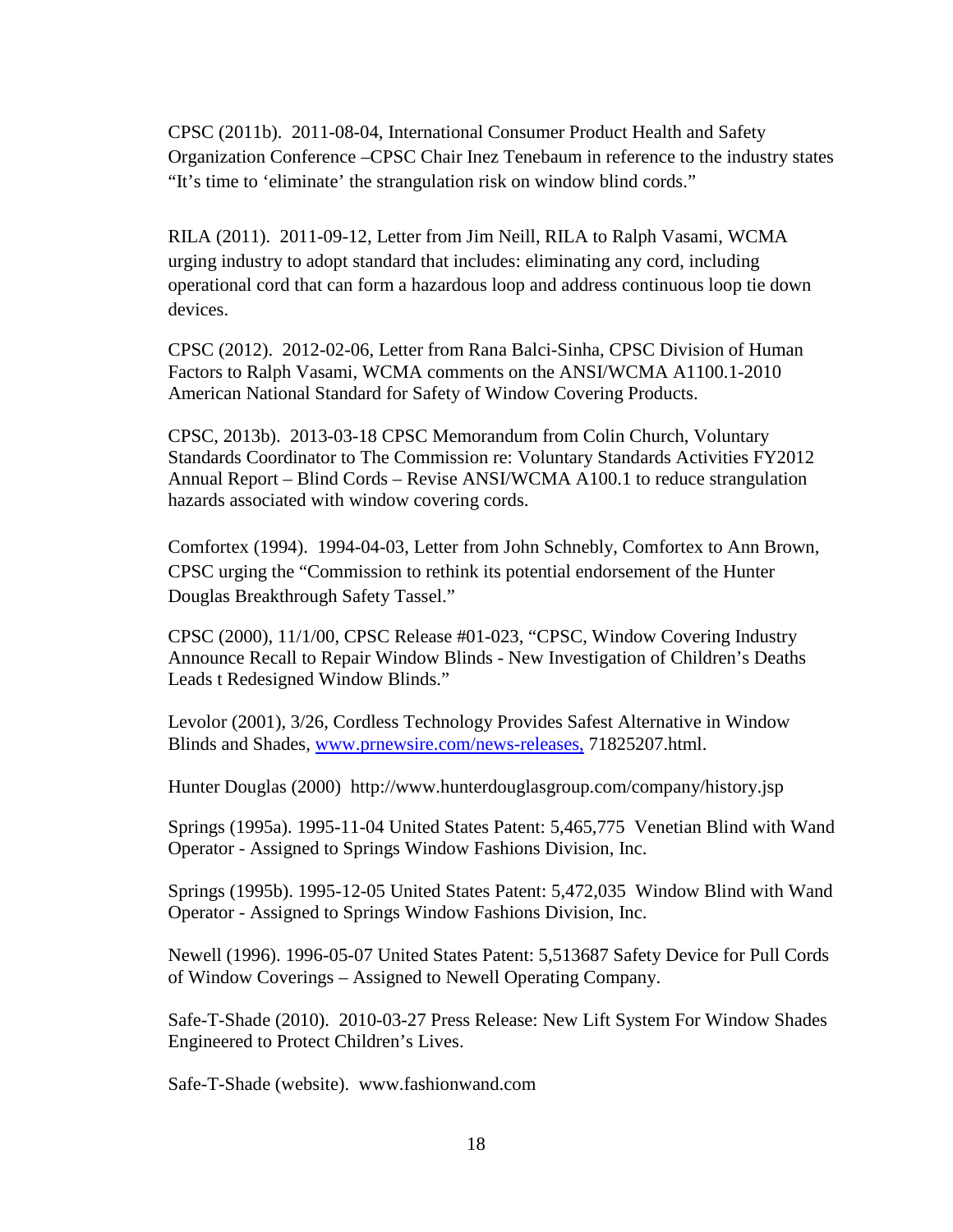CPSC (2011b). 2011-08-04, International Consumer Product Health and Safety Organization Conference –CPSC Chair Inez Tenebaum in reference to the industry states "It's time to 'eliminate' the strangulation risk on window blind cords."

RILA (2011). 2011-09-12, Letter from Jim Neill, RILA to Ralph Vasami, WCMA urging industry to adopt standard that includes: eliminating any cord, including operational cord that can form a hazardous loop and address continuous loop tie down devices.

CPSC (2012). 2012-02-06, Letter from Rana Balci-Sinha, CPSC Division of Human Factors to Ralph Vasami, WCMA comments on the ANSI/WCMA A1100.1-2010 American National Standard for Safety of Window Covering Products.

CPSC, 2013b). 2013-03-18 CPSC Memorandum from Colin Church, Voluntary Standards Coordinator to The Commission re: Voluntary Standards Activities FY2012 Annual Report – Blind Cords – Revise ANSI/WCMA A100.1 to reduce strangulation hazards associated with window covering cords.

Comfortex (1994). 1994-04-03, Letter from John Schnebly, Comfortex to Ann Brown, CPSC urging the "Commission to rethink its potential endorsement of the Hunter Douglas Breakthrough Safety Tassel."

CPSC (2000), 11/1/00, CPSC Release #01-023, "CPSC, Window Covering Industry Announce Recall to Repair Window Blinds - New Investigation of Children's Deaths Leads t Redesigned Window Blinds."

Levolor (2001), 3/26, Cordless Technology Provides Safest Alternative in Window Blinds and Shades, www.prnewsire.com/news-releases, 71825207.html.

Hunter Douglas (2000) http://www.hunterdouglasgroup.com/company/history.jsp

Springs (1995a). 1995-11-04 United States Patent: 5,465,775 Venetian Blind with Wand Operator - Assigned to Springs Window Fashions Division, Inc.

Springs (1995b). 1995-12-05 United States Patent: 5,472,035 Window Blind with Wand Operator - Assigned to Springs Window Fashions Division, Inc.

Newell (1996). 1996-05-07 United States Patent: 5,513687 Safety Device for Pull Cords of Window Coverings – Assigned to Newell Operating Company.

Safe-T-Shade (2010). 2010-03-27 Press Release: New Lift System For Window Shades Engineered to Protect Children's Lives.

Safe-T-Shade (website). www.fashionwand.com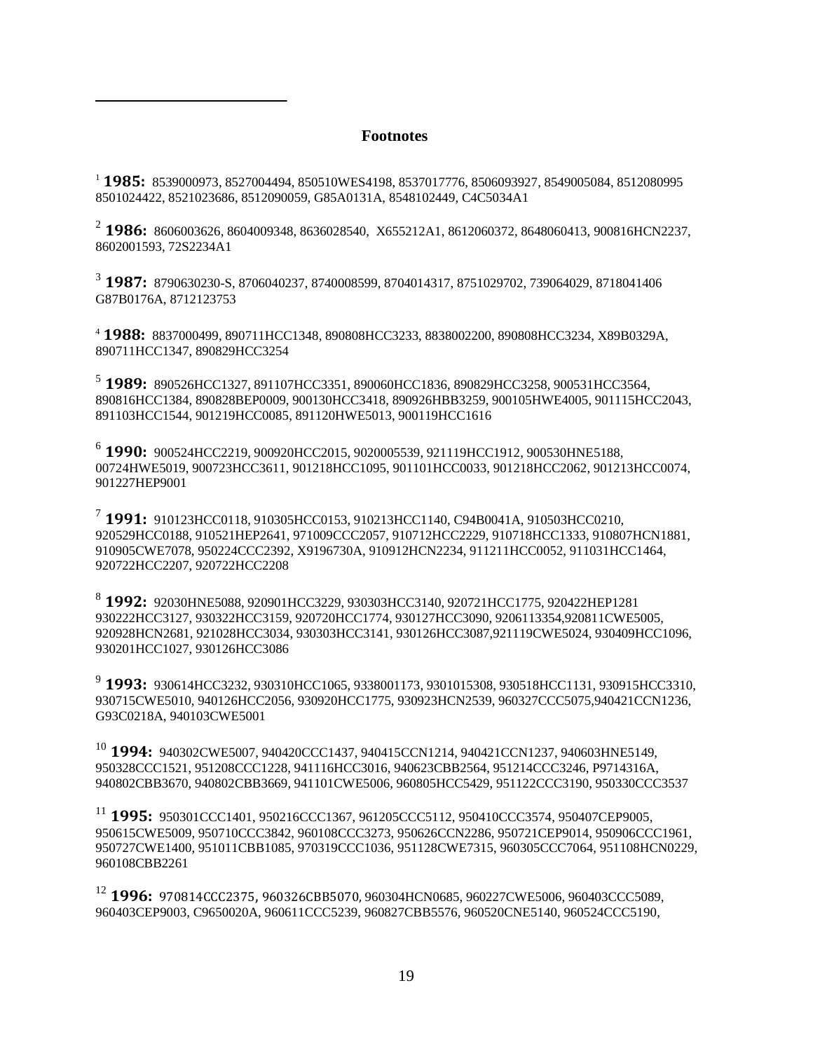## Footnotes

[1] **1985:** 8539000973, 8527004494, 850510WES4198, 8537017776, 8506093927, 8549005084, 8512080995 8501024422, 8521023686, 8512090059, G85A0131A, 8548102449, C4C5034A1

[2] **1986:** 8606003626, 8604009348, 8636028540, X655212A1, 8612060372, 8648060413, 900816HCN2237, 8602001593, 72S2234A1

[3] **1987:** 8790630230-S, 8706040237, 8740008599, 8704014317, 8751029702, 739064029, 8718041406 G87B0176A, 8712123753

[4] **1988:** 8837000499, 890711HCC1348, 890808HCC3233, 8838002200, 890808HCC3234, X89B0329A, 890711HCC1347, 890829HCC3254

[5] **1989:** 890526HCC1327, 891107HCC3351, 890060HCC1836, 890829HCC3258, 900531HCC3564, 890816HCC1384, 890828BEP0009, 900130HCC3418, 890926HBB3259, 900105HWE4005, 901115HCC2043, 891103HCC1544, 901219HCC0085, 891120HWE5013, 900119HCC1616

[6] **1990:** 900524HCC2219, 900920HCC2015, 9020005539, 921119HCC1912, 900530HNE5188, 00724HWE5019, 900723HCC3611, 901218HCC1095, 901101HCC0033, 901218HCC2062, 901213HCC0074, 901227HEP9001

[7] **1991:** 910123HCC0118, 910305HCC0153, 910213HCC1140, C94B0041A, 910503HCC0210, 920529HCC0188, 910521HEP2641, 971009CCC2057, 910712HCC2229, 910718HCC1333, 910807HCN1881, 910905CWE7078, 950224CCC2392, X9196730A, 910912HCN2234, 911211HCC0052, 911031HCC1464, 920722HCC2207, 920722HCC2208

[8] **1992:** 92030HNE5088, 920901HCC3229, 930303HCC3140, 920721HCC1775, 920422HEP1281 930222HCC3127, 930322HCC3159, 920720HCC1774, 930127HCC3090, 9206113354,920811CWE5005, 920928HCN2681, 921028HCC3034, 930303HCC3141, 930126HCC3087,921119CWE5024, 930409HCC1096, 930201HCC1027, 930126HCC3086

[9] **1993:** 930614HCC3232, 930310HCC1065, 9338001173, 9301015308, 930518HCC1131, 930915HCC3310, 930715CWE5010, 940126HCC2056, 930920HCC1775, 930923HCN2539, 960327CCC5075,940421CCN1236, G93C0218A, 940103CWE5001

[10] **1994:** 940302CWE5007, 940420CCC1437, 940415CCN1214, 940421CCN1237, 940603HNE5149, 950328CCC1521, 951208CCC1228, 941116HCC3016, 940623CBB2564, 951214CCC3246, P9714316A, 940802CBB3670, 940802CBB3669, 941101CWE5006, 960805HCC5429, 951122CCC3190, 950330CCC3537

[11] **1995:** 950301CCC1401, 950216CCC1367, 961205CCC5112, 950410CCC3574, 950407CEP9005, 950615CWE5009, 950710CCC3842, 960108CCC3273, 950626CCN2286, 950721CEP9014, 950906CCC1961, 950727CWE1400, 951011CBB1085, 970319CCC1036, 951128CWE7315, 960305CCC7064, 951108HCN0229, 960108CBB2261

[12] **1996:** 970814CCC2375, 960326CBB5070, 960304HCN0685, 960227CWE5006, 960403CCC5089, 960403CEP9003, C9650020A, 960611CCC5239, 960827CBB5576, 960520CNE5140, 960524CCC5190,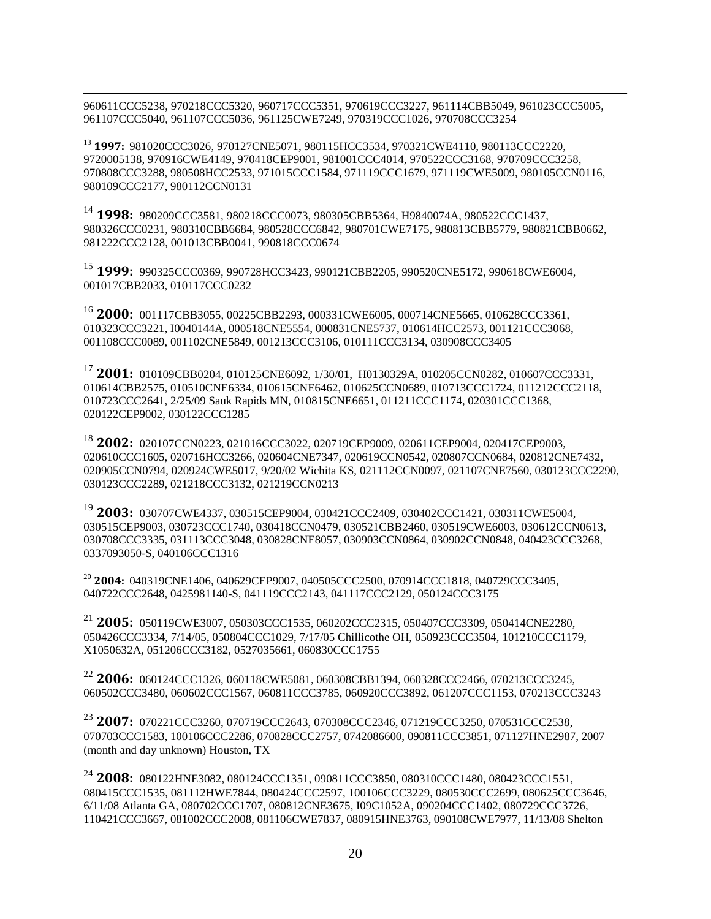960611CCC5238, 970218CCC5320, 960717CCC5351, 970619CCC3227, 961114CBB5049, 961023CCC5005, 961107CCC5040, 961107CCC5036, 961125CWE7249, 970319CCC1026, 970708CCC3254

[13] **1997:** 981020CCC3026, 970127CNE5071, 980115HCC3534, 970321CWE4110, 980113CCC2220, 9720005138, 970916CWE4149, 970418CEP9001, 981001CCC4014, 970522CCC3168, 970709CCC3258, 970808CCC3288, 980508HCC2533, 971015CCC1584, 971119CCC1679, 971119CWE5009, 980105CCN0116, 980109CCC2177, 980112CCN0131

[14] **1998:** 980209CCC3581, 980218CCC0073, 980305CBB5364, H9840074A, 980522CCC1437, 980326CCC0231, 980310CBB6684, 980528CCC6842, 980701CWE7175, 980813CBB5779, 980821CBB0662, 981222CCC2128, 001013CBB0041, 990818CCC0674

[15] **1999:** 990325CCC0369, 990728HCC3423, 990121CBB2205, 990520CNE5172, 990618CWE6004, 001017CBB2033, 010117CCC0232

[16] **2000:** 001117CBB3055, 00225CBB2293, 000331CWE6005, 000714CNE5665, 010628CCC3361, 010323CCC3221, I0040144A, 000518CNE5554, 000831CNE5737, 010614HCC2573, 001121CCC3068, 001108CCC0089, 001102CNE5849, 001213CCC3106, 010111CCC3134, 030908CCC3405

[17] **2001:** 010109CBB0204, 010125CNE6092, 1/30/01, H0130329A, 010205CCN0282, 010607CCC3331, 010614CBB2575, 010510CNE6334, 010615CNE6462, 010625CCN0689, 010713CCC1724, 011212CCC2118, 010723CCC2641, 2/25/09 Sauk Rapids MN, 010815CNE6651, 011211CCC1174, 020301CCC1368, 020122CEP9002, 030122CCC1285

[18] **2002:** 020107CCN0223, 021016CCC3022, 020719CEP9009, 020611CEP9004, 020417CEP9003, 020610CCC1605, 020716HCC3266, 020604CNE7347, 020619CCN0542, 020807CCN0684, 020812CNE7432, 020905CCN0794, 020924CWE5017, 9/20/02 Wichita KS, 021112CCN0097, 021107CNE7560, 030123CCC2290, 030123CCC2289, 021218CCC3132, 021219CCN0213

[19] **2003:** 030707CWE4337, 030515CEP9004, 030421CCC2409, 030402CCC1421, 030311CWE5004, 030515CEP9003, 030723CCC1740, 030418CCN0479, 030521CBB2460, 030519CWE6003, 030612CCN0613, 030708CCC3335, 031113CCC3048, 030828CNE8057, 030903CCN0864, 030902CCN0848, 040423CCC3268, 0337093050-S, 040106CCC1316

[20] **2004:** 040319CNE1406, 040629CEP9007, 040505CCC2500, 070914CCC1818, 040729CCC3405, 040722CCC2648, 0425981140-S, 041119CCC2143, 041117CCC2129, 050124CCC3175

[21] **2005:** 050119CWE3007, 050303CCC1535, 060202CCC2315, 050407CCC3309, 050414CNE2280, 050426CCC3334, 7/14/05, 050804CCC1029, 7/17/05 Chillicothe OH, 050923CCC3504, 101210CCC1179, X1050632A, 051206CCC3182, 0527035661, 060830CCC1755

[22] **2006:** 060124CCC1326, 060118CWE5081, 060308CBB1394, 060328CCC2466, 070213CCC3245, 060502CCC3480, 060602CCC1567, 060811CCC3785, 060920CCC3892, 061207CCC1153, 070213CCC3243

[23] **2007:** 070221CCC3260, 070719CCC2643, 070308CCC2346, 071219CCC3250, 070531CCC2538, 070703CCC1583, 100106CCC2286, 070828CCC2757, 0742086600, 090811CCC3851, 071127HNE2987, 2007 (month and day unknown) Houston, TX

[24] **2008:** 080122HNE3082, 080124CCC1351, 090811CCC3850, 080310CCC1480, 080423CCC1551, 080415CCC1535, 081112HWE7844, 080424CCC2597, 100106CCC3229, 080530CCC2699, 080625CCC3646, 6/11/08 Atlanta GA, 080702CCC1707, 080812CNE3675, I09C1052A, 090204CCC1402, 080729CCC3726, 110421CCC3667, 081002CCC2008, 081106CWE7837, 080915HNE3763, 090108CWE7977, 11/13/08 Shelton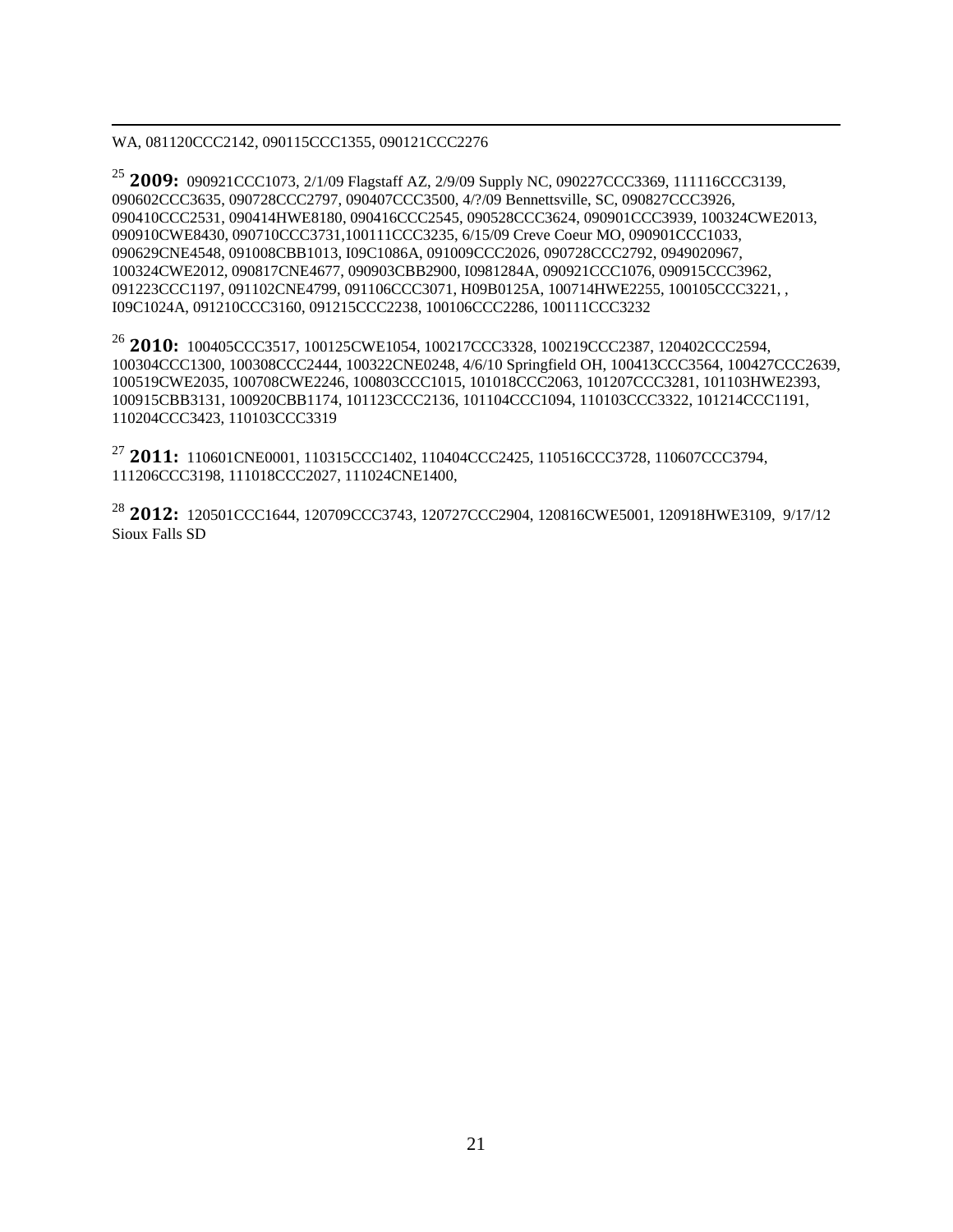WA, 081120CCC2142, 090115CCC1355, 090121CCC2276

[25] **2009:** 090921CCC1073, 2/1/09 Flagstaff AZ, 2/9/09 Supply NC, 090227CCC3369, 111116CCC3139, 090602CCC3635, 090728CCC2797, 090407CCC3500, 4/?/09 Bennettsville, SC, 090827CCC3926, 090410CCC2531, 090414HWE8180, 090416CCC2545, 090528CCC3624, 090901CCC3939, 100324CWE2013, 090910CWE8430, 090710CCC3731,100111CCC3235, 6/15/09 Creve Coeur MO, 090901CCC1033, 090629CNE4548, 091008CBB1013, I09C1086A, 091009CCC2026, 090728CCC2792, 0949020967, 100324CWE2012, 090817CNE4677, 090903CBB2900, I0981284A, 090921CCC1076, 090915CCC3962, 091223CCC1197, 091102CNE4799, 091106CCC3071, H09B0125A, 100714HWE2255, 100105CCC3221, , I09C1024A, 091210CCC3160, 091215CCC2238, 100106CCC2286, 100111CCC3232

[26] **2010:** 100405CCC3517, 100125CWE1054, 100217CCC3328, 100219CCC2387, 120402CCC2594, 100304CCC1300, 100308CCC2444, 100322CNE0248, 4/6/10 Springfield OH, 100413CCC3564, 100427CCC2639, 100519CWE2035, 100708CWE2246, 100803CCC1015, 101018CCC2063, 101207CCC3281, 101103HWE2393, 100915CBB3131, 100920CBB1174, 101123CCC2136, 101104CCC1094, 110103CCC3322, 101214CCC1191, 110204CCC3423, 110103CCC3319

[27] **2011:** 110601CNE0001, 110315CCC1402, 110404CCC2425, 110516CCC3728, 110607CCC3794, 111206CCC3198, 111018CCC2027, 111024CNE1400,

[28] **2012:** 120501CCC1644, 120709CCC3743, 120727CCC2904, 120816CWE5001, 120918HWE3109, 9/17/12 Sioux Falls SD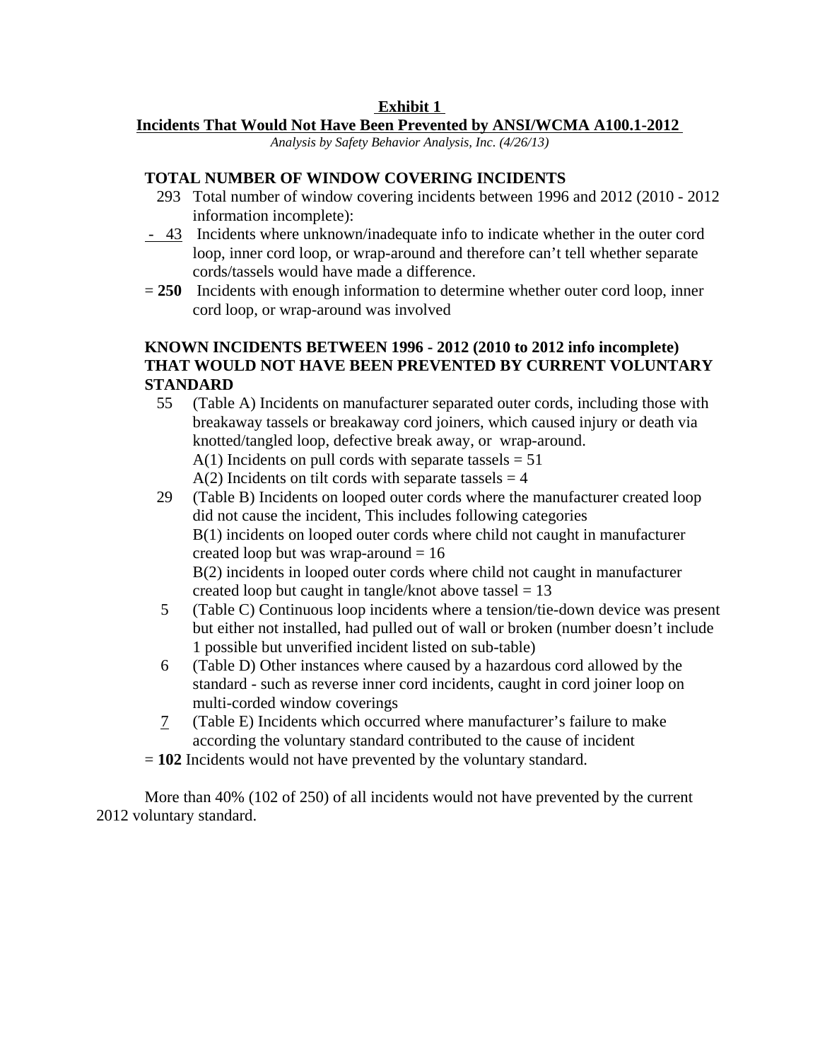# Exhibit 1

## Incidents That Would Not Have Been Prevented by ANSI/WCMA A100.1-2012

*Analysis by Safety Behavior Analysis, Inc. (4/26/13)*

### TOTAL NUMBER OF WINDOW COVERING INCIDENTS

293 Total number of window covering incidents between 1996 and 2012 (2010 - 2012 information incomplete):

\- 43 Incidents where unknown/inadequate info to indicate whether in the outer cord loop, inner cord loop, or wrap-around and therefore can't tell whether separate cords/tassels would have made a difference.

= **250** Incidents with enough information to determine whether outer cord loop, inner cord loop, or wrap-around was involved

### KNOWN INCIDENTS BETWEEN 1996 - 2012 (2010 to 2012 info incomplete) THAT WOULD NOT HAVE BEEN PREVENTED BY CURRENT VOLUNTARY STANDARD

55 (Table A) Incidents on manufacturer separated outer cords, including those with breakaway tassels or breakaway cord joiners, which caused injury or death via knotted/tangled loop, defective break away, or wrap-around.
A(1) Incidents on pull cords with separate tassels = 51
A(2) Incidents on tilt cords with separate tassels = 4

29 (Table B) Incidents on looped outer cords where the manufacturer created loop did not cause the incident, This includes following categories
B(1) incidents on looped outer cords where child not caught in manufacturer created loop but was wrap-around = 16
B(2) incidents in looped outer cords where child not caught in manufacturer created loop but caught in tangle/knot above tassel = 13

5 (Table C) Continuous loop incidents where a tension/tie-down device was present but either not installed, had pulled out of wall or broken (number doesn't include 1 possible but unverified incident listed on sub-table)

6 (Table D) Other instances where caused by a hazardous cord allowed by the standard - such as reverse inner cord incidents, caught in cord joiner loop on multi-corded window coverings

7 (Table E) Incidents which occurred where manufacturer's failure to make according the voluntary standard contributed to the cause of incident

= **102** Incidents would not have prevented by the voluntary standard.

More than 40% (102 of 250) of all incidents would not have prevented by the current 2012 voluntary standard.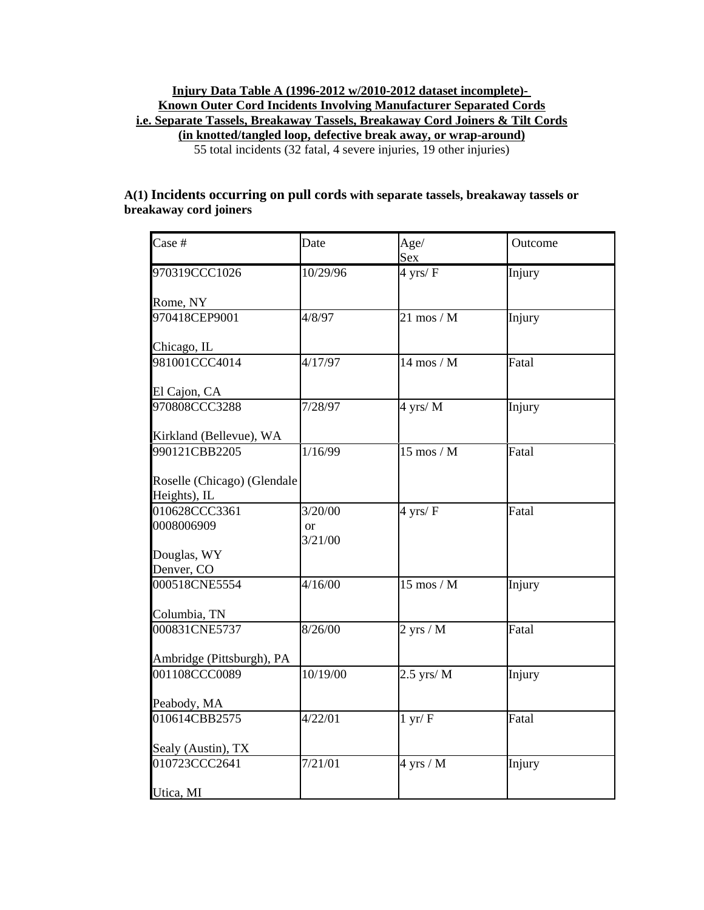**Injury Data Table A (1996-2012 w/2010-2012 dataset incomplete)- Known Outer Cord Incidents Involving Manufacturer Separated Cords i.e. Separate Tassels, Breakaway Tassels, Breakaway Cord Joiners & Tilt Cords (in knotted/tangled loop, defective break away, or wrap-around)**

55 total incidents (32 fatal, 4 severe injuries, 19 other injuries)

**A(1) Incidents occurring on pull cords with separate tassels, breakaway tassels or breakaway cord joiners**

| Case # | Date | Age/ Sex | Outcome |
|---|---|---|---|
| 970319CCC1026<br><br>Rome, NY | 10/29/96 | 4 yrs/ F | Injury |
| 970418CEP9001<br><br>Chicago, IL | 4/8/97 | 21 mos / M | Injury |
| 981001CCC4014<br><br>El Cajon, CA | 4/17/97 | 14 mos / M | Fatal |
| 970808CCC3288<br><br>Kirkland (Bellevue), WA | 7/28/97 | 4 yrs/ M | Injury |
| 990121CBB2205<br><br>Roselle (Chicago) (Glendale Heights), IL | 1/16/99 | 15 mos / M | Fatal |
| 010628CCC3361<br>0008006909<br><br>Douglas, WY<br>Denver, CO | 3/20/00<br>or<br>3/21/00 | 4 yrs/ F | Fatal |
| 000518CNE5554<br><br>Columbia, TN | 4/16/00 | 15 mos / M | Injury |
| 000831CNE5737<br><br>Ambridge (Pittsburgh), PA | 8/26/00 | 2 yrs / M | Fatal |
| 001108CCC0089<br><br>Peabody, MA | 10/19/00 | 2.5 yrs/ M | Injury |
| 010614CBB2575<br><br>Sealy (Austin), TX | 4/22/01 | 1 yr/ F | Fatal |
| 010723CCC2641<br><br>Utica, MI | 7/21/01 | 4 yrs / M | Injury |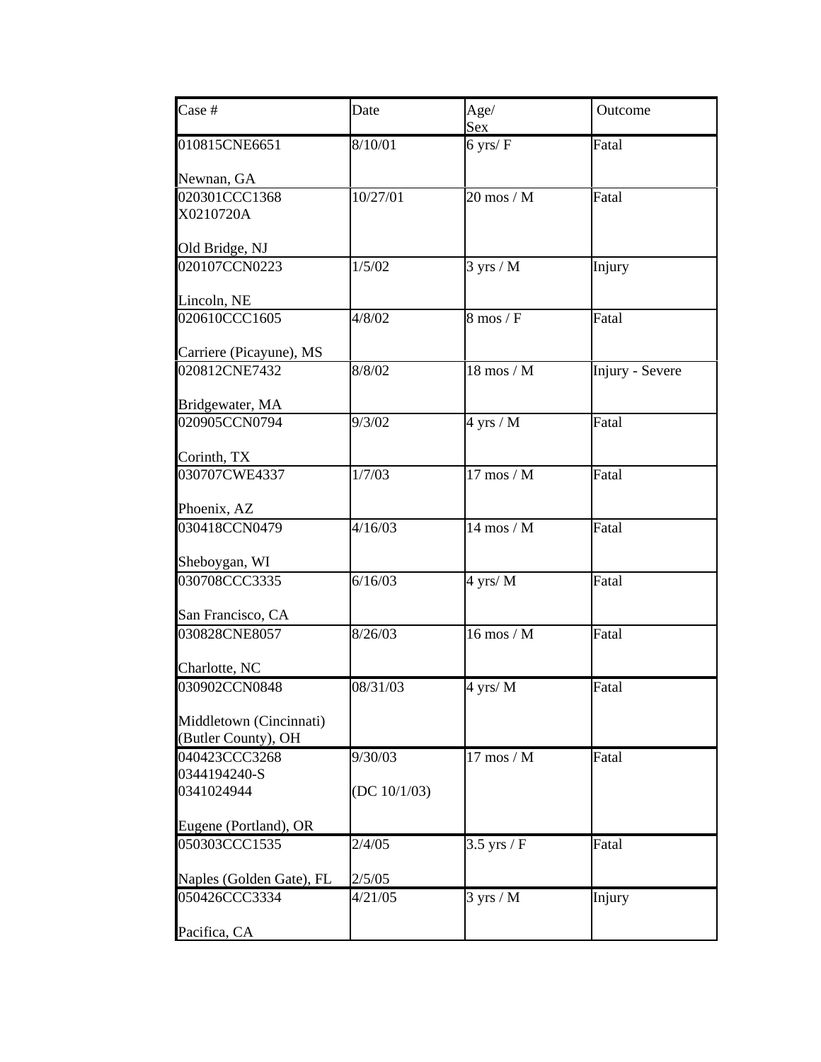| Case # | Date | Age/ Sex | Outcome |
|---|---|---|---|
| 010815CNE6651<br><br>Newnan, GA | 8/10/01 | 6 yrs/ F | Fatal |
| 020301CCC1368<br>X0210720A<br><br>Old Bridge, NJ | 10/27/01 | 20 mos / M | Fatal |
| 020107CCN0223<br><br>Lincoln, NE | 1/5/02 | 3 yrs / M | Injury |
| 020610CCC1605<br><br>Carriere (Picayune), MS | 4/8/02 | 8 mos / F | Fatal |
| 020812CNE7432<br><br>Bridgewater, MA | 8/8/02 | 18 mos / M | Injury - Severe |
| 020905CCN0794<br><br>Corinth, TX | 9/3/02 | 4 yrs / M | Fatal |
| 030707CWE4337<br><br>Phoenix, AZ | 1/7/03 | 17 mos / M | Fatal |
| 030418CCN0479<br><br>Sheboygan, WI | 4/16/03 | 14 mos / M | Fatal |
| 030708CCC3335<br><br>San Francisco, CA | 6/16/03 | 4 yrs/ M | Fatal |
| 030828CNE8057<br><br>Charlotte, NC | 8/26/03 | 16 mos / M | Fatal |
| 030902CCN0848<br><br>Middletown (Cincinnati)<br>(Butler County), OH | 08/31/03 | 4 yrs/ M | Fatal |
| 040423CCC3268<br>0344194240-S<br>0341024944<br><br>Eugene (Portland), OR | 9/30/03<br><br>(DC 10/1/03) | 17 mos / M | Fatal |
| 050303CCC1535<br><br>Naples (Golden Gate), FL | 2/4/05<br><br>2/5/05 | 3.5 yrs / F | Fatal |
| 050426CCC3334<br><br>Pacifica, CA | 4/21/05 | 3 yrs / M | Injury |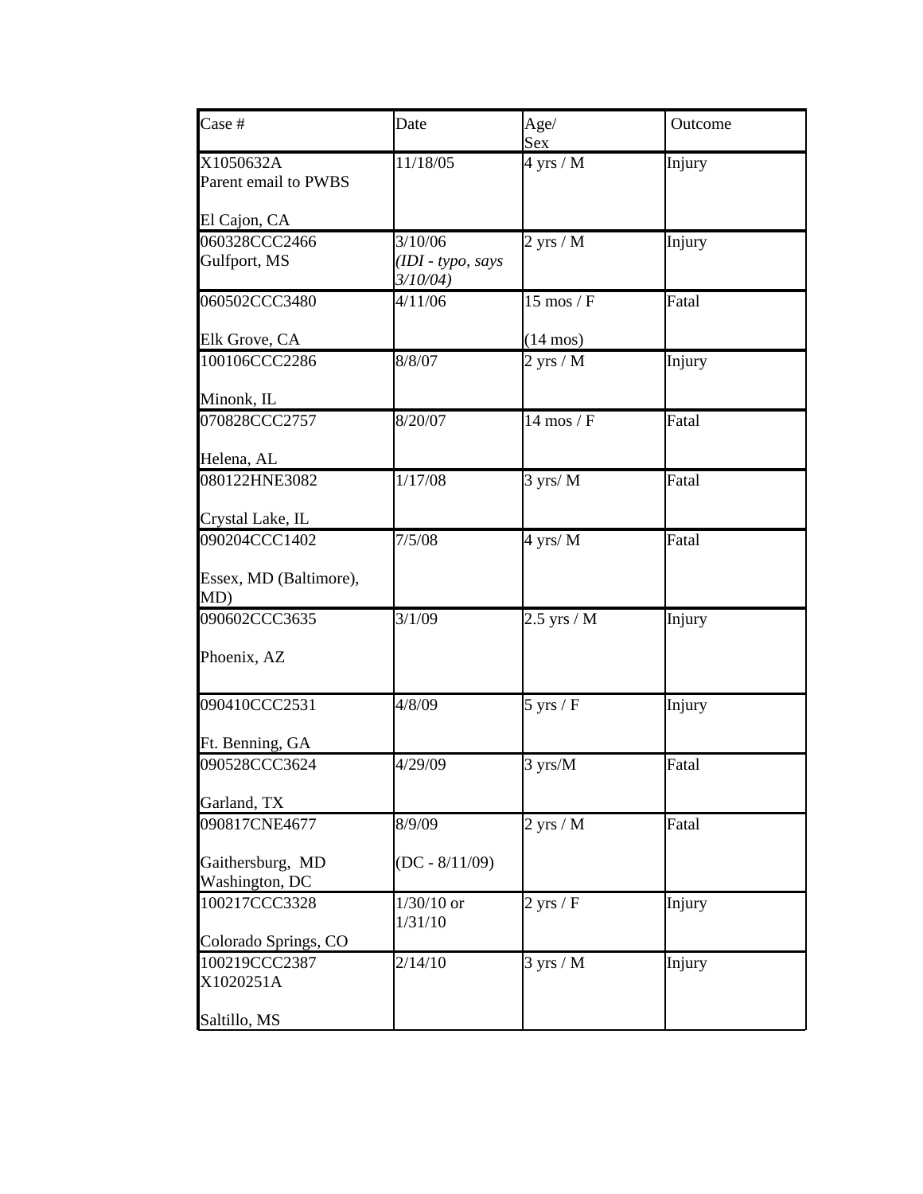| Case # | Date | Age/ Sex | Outcome |
| --- | --- | --- | --- |
| X1050632A Parent email to PWBS El Cajon, CA | 11/18/05 | 4 yrs / M | Injury |
| 060328CCC2466 Gulfport, MS | 3/10/06 *(IDI - typo, says 3/10/04)* | 2 yrs / M | Injury |
| 060502CCC3480 Elk Grove, CA | 4/11/06 | 15 mos / F (14 mos) | Fatal |
| 100106CCC2286 Minonk, IL | 8/8/07 | 2 yrs / M | Injury |
| 070828CCC2757 Helena, AL | 8/20/07 | 14 mos / F | Fatal |
| 080122HNE3082 Crystal Lake, IL | 1/17/08 | 3 yrs/ M | Fatal |
| 090204CCC1402 Essex, MD (Baltimore), MD) | 7/5/08 | 4 yrs/ M | Fatal |
| 090602CCC3635 Phoenix, AZ | 3/1/09 | 2.5 yrs / M | Injury |
| 090410CCC2531 Ft. Benning, GA | 4/8/09 | 5 yrs / F | Injury |
| 090528CCC3624 Garland, TX | 4/29/09 | 3 yrs/M | Fatal |
| 090817CNE4677 Gaithersburg, MD Washington, DC | 8/9/09 (DC - 8/11/09) | 2 yrs / M | Fatal |
| 100217CCC3328 Colorado Springs, CO | 1/30/10 or 1/31/10 | 2 yrs / F | Injury |
| 100219CCC2387 X1020251A Saltillo, MS | 2/14/10 | 3 yrs / M | Injury |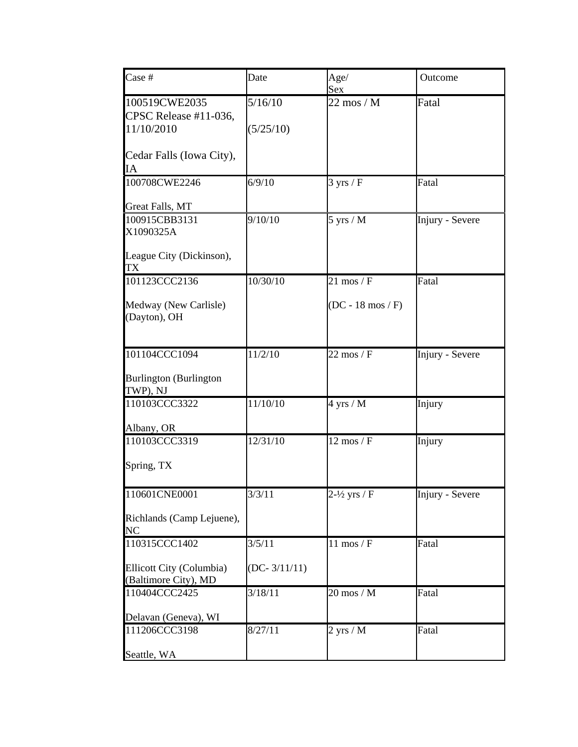| Case # | Date | Age/ Sex | Outcome |
|---|---|---|---|
| 100519CWE2035 CPSC Release #11-036, 11/10/2010<br><br>Cedar Falls (Iowa City), IA | 5/16/10<br><br>(5/25/10) | 22 mos / M | Fatal |
| 100708CWE2246<br><br>Great Falls, MT | 6/9/10 | 3 yrs / F | Fatal |
| 100915CBB3131 X1090325A<br><br>League City (Dickinson), TX | 9/10/10 | 5 yrs / M | Injury - Severe |
| 101123CCC2136<br><br>Medway (New Carlisle) (Dayton), OH | 10/30/10 | 21 mos / F<br><br>(DC - 18 mos / F) | Fatal |
| 101104CCC1094<br><br>Burlington (Burlington TWP), NJ | 11/2/10 | 22 mos / F | Injury - Severe |
| 110103CCC3322<br><br>Albany, OR | 11/10/10 | 4 yrs / M | Injury |
| 110103CCC3319<br><br>Spring, TX | 12/31/10 | 12 mos / F | Injury |
| 110601CNE0001<br><br>Richlands (Camp Lejuene), NC | 3/3/11 | 2-½ yrs / F | Injury - Severe |
| 110315CCC1402<br><br>Ellicott City (Columbia) (Baltimore City), MD | 3/5/11<br><br>(DC- 3/11/11) | 11 mos / F | Fatal |
| 110404CCC2425<br><br>Delavan (Geneva), WI | 3/18/11 | 20 mos / M | Fatal |
| 111206CCC3198<br><br>Seattle, WA | 8/27/11 | 2 yrs / M | Fatal |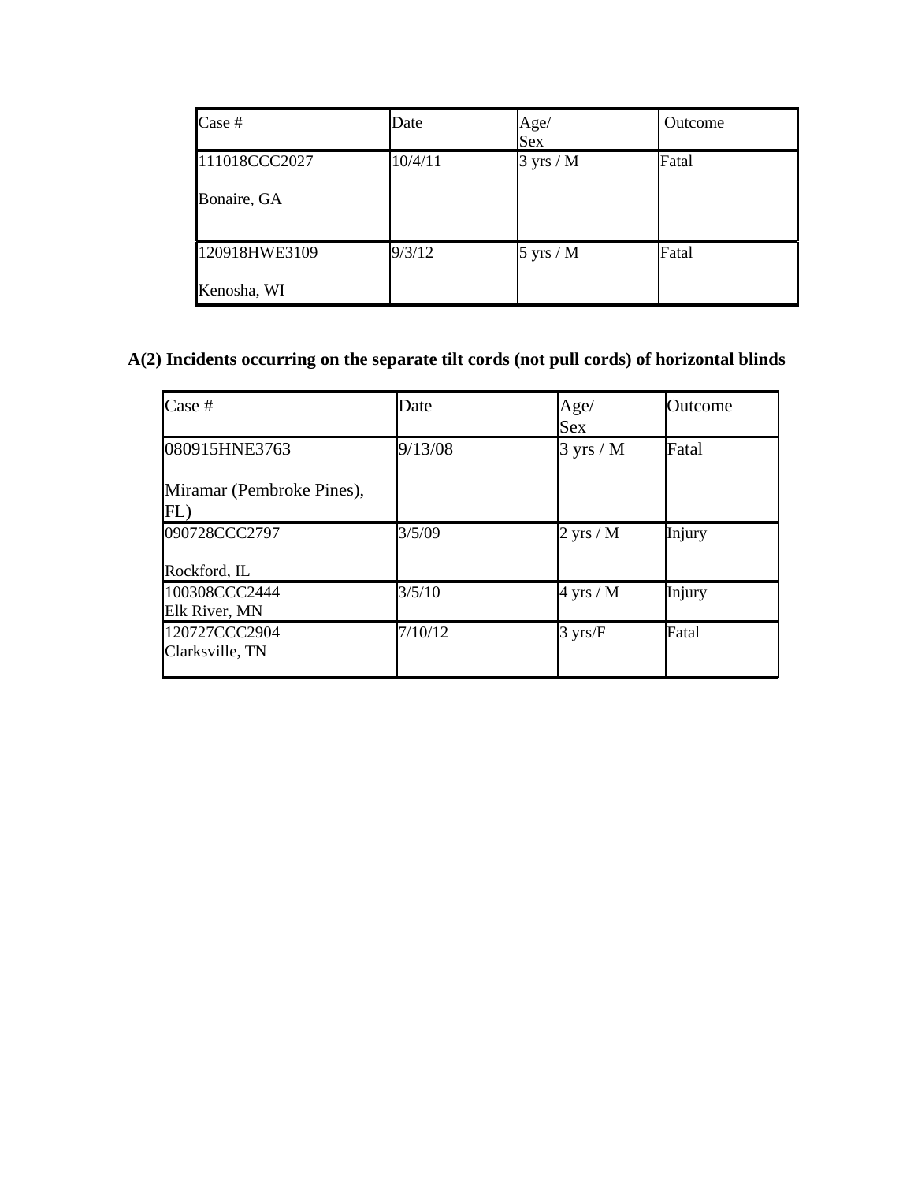| Case # | Date | Age/ Sex | Outcome |
|---|---|---|---|
| 111018CCC2027<br><br>Bonaire, GA | 10/4/11 | 3 yrs / M | Fatal |
| 120918HWE3109<br><br>Kenosha, WI | 9/3/12 | 5 yrs / M | Fatal |

**A(2) Incidents occurring on the separate tilt cords (not pull cords) of horizontal blinds**

| Case # | Date | Age/ Sex | Outcome |
|---|---|---|---|
| 080915HNE3763<br><br>Miramar (Pembroke Pines), FL) | 9/13/08 | 3 yrs / M | Fatal |
| 090728CCC2797<br><br>Rockford, IL | 3/5/09 | 2 yrs / M | Injury |
| 100308CCC2444<br>Elk River, MN | 3/5/10 | 4 yrs / M | Injury |
| 120727CCC2904<br>Clarksville, TN | 7/10/12 | 3 yrs/F | Fatal |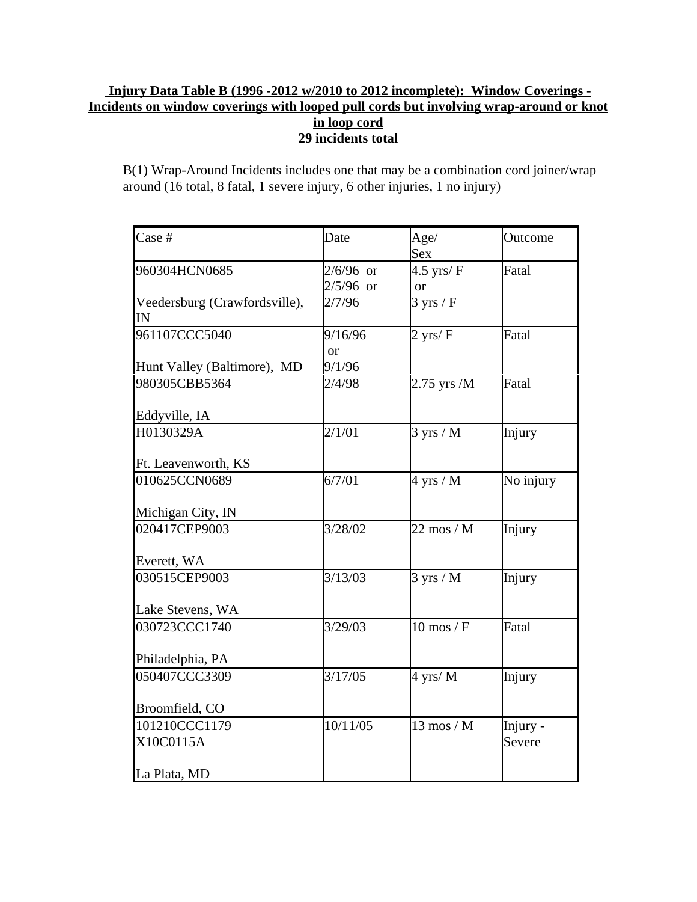**Injury Data Table B (1996 -2012 w/2010 to 2012 incomplete): Window Coverings - Incidents on window coverings with looped pull cords but involving wrap-around or knot in loop cord**

**29 incidents total**

B(1) Wrap-Around Incidents includes one that may be a combination cord joiner/wrap around (16 total, 8 fatal, 1 severe injury, 6 other injuries, 1 no injury)

| Case # | Date | Age/ Sex | Outcome |
|---|---|---|---|
| 960304HCN0685<br><br>Veedersburg (Crawfordsville), IN | 2/6/96 or 2/5/96 or 2/7/96 | 4.5 yrs/ F or 3 yrs / F | Fatal |
| 961107CCC5040<br><br>Hunt Valley (Baltimore), MD | 9/16/96 or 9/1/96 | 2 yrs/ F | Fatal |
| 980305CBB5364<br><br>Eddyville, IA | 2/4/98 | 2.75 yrs /M | Fatal |
| H0130329A<br><br>Ft. Leavenworth, KS | 2/1/01 | 3 yrs / M | Injury |
| 010625CCN0689<br><br>Michigan City, IN | 6/7/01 | 4 yrs / M | No injury |
| 020417CEP9003<br><br>Everett, WA | 3/28/02 | 22 mos / M | Injury |
| 030515CEP9003<br><br>Lake Stevens, WA | 3/13/03 | 3 yrs / M | Injury |
| 030723CCC1740<br><br>Philadelphia, PA | 3/29/03 | 10 mos / F | Fatal |
| 050407CCC3309<br><br>Broomfield, CO | 3/17/05 | 4 yrs/ M | Injury |
| 101210CCC1179<br>X10C0115A<br><br>La Plata, MD | 10/11/05 | 13 mos / M | Injury - Severe |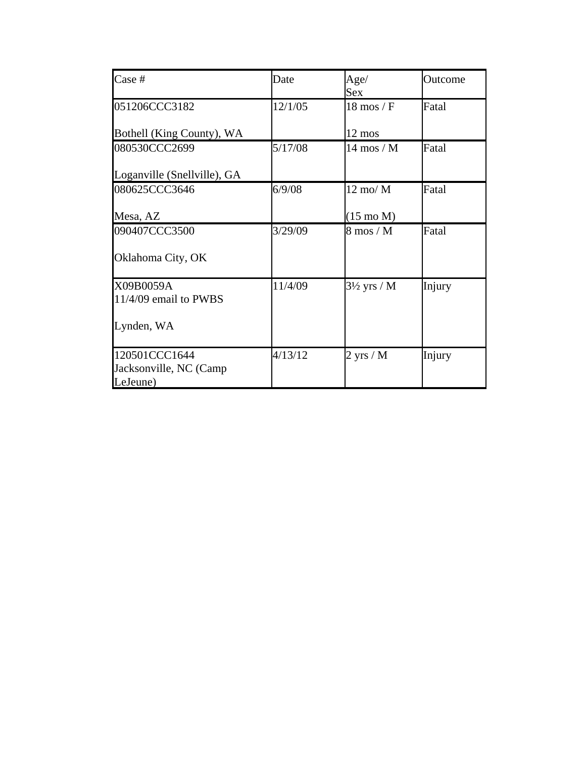| Case # | Date | Age/ Sex | Outcome |
| --- | --- | --- | --- |
| 051206CCC3182<br><br>Bothell (King County), WA | 12/1/05 | 18 mos / F<br><br>12 mos | Fatal |
| 080530CCC2699<br><br>Loganville (Snellville), GA | 5/17/08 | 14 mos / M | Fatal |
| 080625CCC3646<br><br>Mesa, AZ | 6/9/08 | 12 mo/ M<br><br>(15 mo M) | Fatal |
| 090407CCC3500<br><br>Oklahoma City, OK | 3/29/09 | 8 mos / M | Fatal |
| X09B0059A<br>11/4/09 email to PWBS<br><br>Lynden, WA | 11/4/09 | 3½ yrs / M | Injury |
| 120501CCC1644<br>Jacksonville, NC (Camp LeJeune) | 4/13/12 | 2 yrs / M | Injury |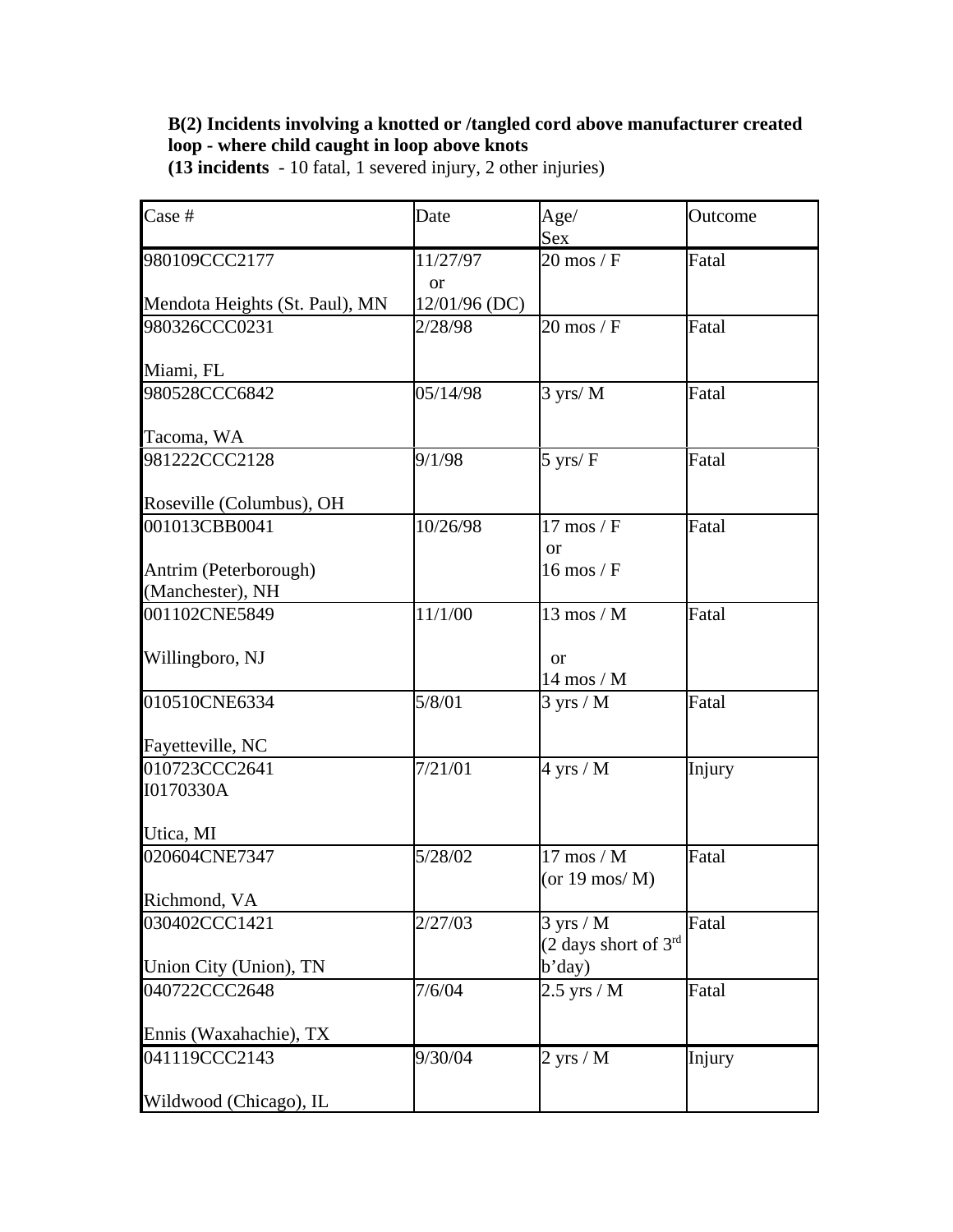**B(2) Incidents involving a knotted or /tangled cord above manufacturer created loop - where child caught in loop above knots**
**(13 incidents** - 10 fatal, 1 severed injury, 2 other injuries)

| Case # | Date | Age/ Sex | Outcome |
|---|---|---|---|
| 980109CCC2177<br><br>Mendota Heights (St. Paul), MN | 11/27/97<br>or<br>12/01/96 (DC) | 20 mos / F | Fatal |
| 980326CCC0231<br><br>Miami, FL | 2/28/98 | 20 mos / F | Fatal |
| 980528CCC6842<br><br>Tacoma, WA | 05/14/98 | 3 yrs/ M | Fatal |
| 981222CCC2128<br><br>Roseville (Columbus), OH | 9/1/98 | 5 yrs/ F | Fatal |
| 001013CBB0041<br><br>Antrim (Peterborough) (Manchester), NH | 10/26/98 | 17 mos / F<br>or<br>16 mos / F | Fatal |
| 001102CNE5849<br><br>Willingboro, NJ | 11/1/00 | 13 mos / M<br><br>or<br>14 mos / M | Fatal |
| 010510CNE6334<br><br>Fayetteville, NC | 5/8/01 | 3 yrs / M | Fatal |
| 010723CCC2641<br>I0170330A<br><br>Utica, MI | 7/21/01 | 4 yrs / M | Injury |
| 020604CNE7347<br><br>Richmond, VA | 5/28/02 | 17 mos / M<br>(or 19 mos/ M) | Fatal |
| 030402CCC1421<br><br>Union City (Union), TN | 2/27/03 | 3 yrs / M<br>(2 days short of 3rd b'day) | Fatal |
| 040722CCC2648<br><br>Ennis (Waxahachie), TX | 7/6/04 | 2.5 yrs / M | Fatal |
| 041119CCC2143<br><br>Wildwood (Chicago), IL | 9/30/04 | 2 yrs / M | Injury |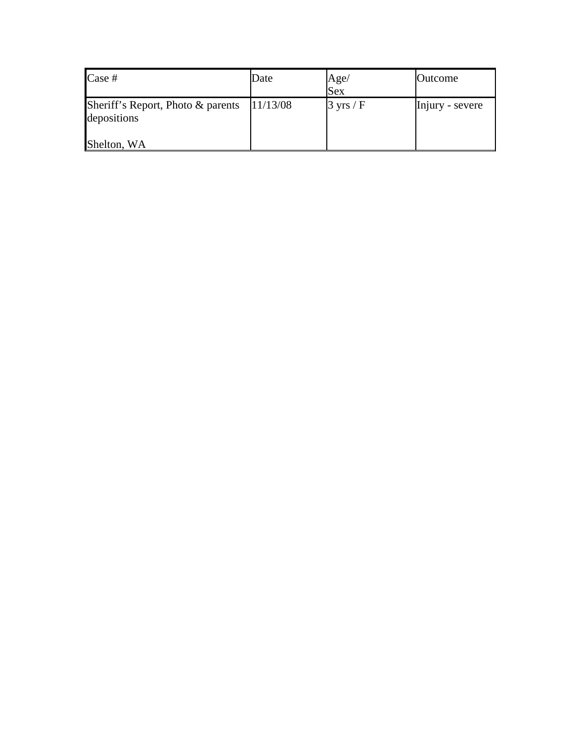| Case # | Date | Age/ Sex | Outcome |
|---|---|---|---|
| Sheriff's Report, Photo & parents depositions<br><br>Shelton, WA | 11/13/08 | 3 yrs / F | Injury - severe |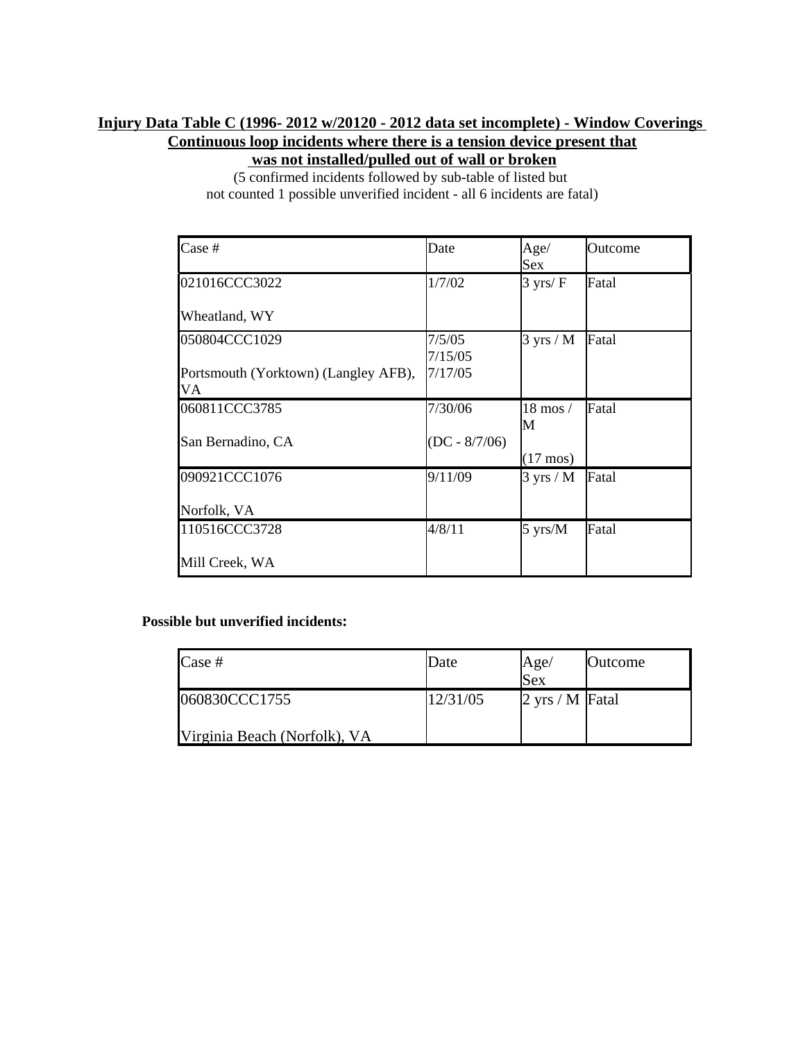**Injury Data Table C (1996- 2012 w/20120 - 2012 data set incomplete) - Window Coverings Continuous loop incidents where there is a tension device present that was not installed/pulled out of wall or broken**

(5 confirmed incidents followed by sub-table of listed but not counted 1 possible unverified incident - all 6 incidents are fatal)

| Case # | Date | Age/ Sex | Outcome |
|---|---|---|---|
| 021016CCC3022<br><br>Wheatland, WY | 1/7/02 | 3 yrs/ F | Fatal |
| 050804CCC1029<br><br>Portsmouth (Yorktown) (Langley AFB), VA | 7/5/05<br>7/15/05<br>7/17/05 | 3 yrs / M | Fatal |
| 060811CCC3785<br><br>San Bernadino, CA | 7/30/06<br><br>(DC - 8/7/06) | 18 mos / M<br><br>(17 mos) | Fatal |
| 090921CCC1076<br><br>Norfolk, VA | 9/11/09 | 3 yrs / M | Fatal |
| 110516CCC3728<br><br>Mill Creek, WA | 4/8/11 | 5 yrs/M | Fatal |

**Possible but unverified incidents:**

| Case # | Date | Age/ Sex | Outcome |
|---|---|---|---|
| 060830CCC1755<br><br>Virginia Beach (Norfolk), VA | 12/31/05 | 2 yrs / M | Fatal |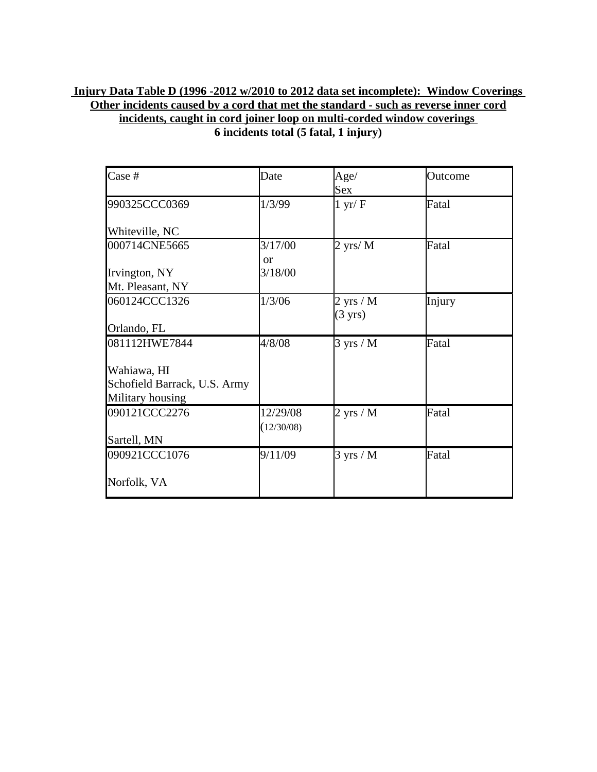**Injury Data Table D (1996 -2012 w/2010 to 2012 data set incomplete): Window Coverings Other incidents caused by a cord that met the standard - such as reverse inner cord incidents, caught in cord joiner loop on multi-corded window coverings**

**6 incidents total (5 fatal, 1 injury)**

| Case # | Date | Age/ Sex | Outcome |
|---|---|---|---|
| 990325CCC0369<br><br>Whiteville, NC | 1/3/99 | 1 yr/ F | Fatal |
| 000714CNE5665<br><br>Irvington, NY<br>Mt. Pleasant, NY | 3/17/00<br>or<br>3/18/00 | 2 yrs/ M | Fatal |
| 060124CCC1326<br><br>Orlando, FL | 1/3/06 | 2 yrs / M<br>(3 yrs) | Injury |
| 081112HWE7844<br><br>Wahiawa, HI<br>Schofield Barrack, U.S. Army<br>Military housing | 4/8/08 | 3 yrs / M | Fatal |
| 090121CCC2276<br><br>Sartell, MN | 12/29/08<br>(12/30/08) | 2 yrs / M | Fatal |
| 090921CCC1076<br><br>Norfolk, VA | 9/11/09 | 3 yrs / M | Fatal |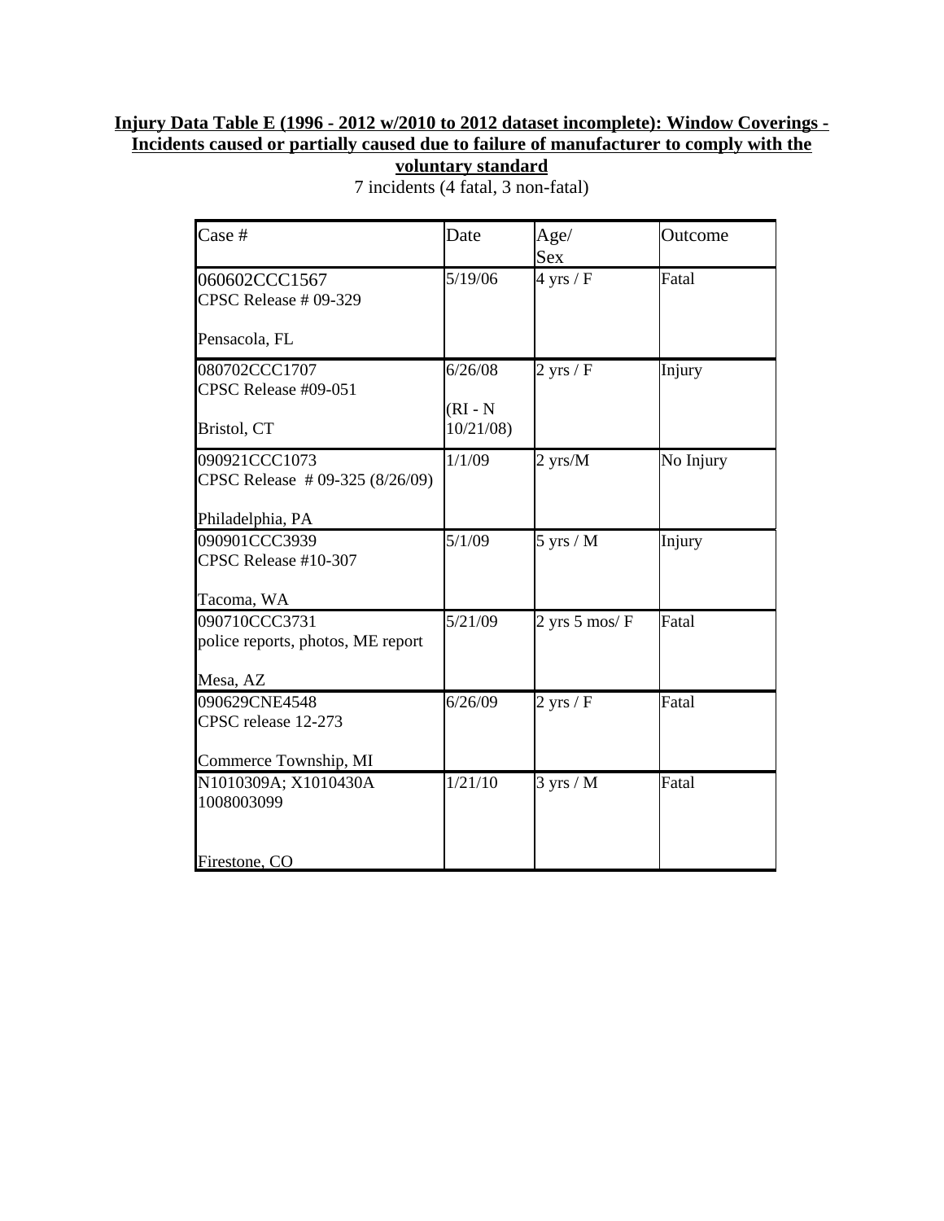**Injury Data Table E (1996 - 2012 w/2010 to 2012 dataset incomplete): Window Coverings - Incidents caused or partially caused due to failure of manufacturer to comply with the voluntary standard**

7 incidents (4 fatal, 3 non-fatal)

| Case # | Date | Age/ Sex | Outcome |
|---|---|---|---|
| 060602CCC1567<br>CPSC Release # 09-329<br><br>Pensacola, FL | 5/19/06 | 4 yrs / F | Fatal |
| 080702CCC1707<br>CPSC Release #09-051<br><br>Bristol, CT | 6/26/08<br><br>(RI - N 10/21/08) | 2 yrs / F | Injury |
| 090921CCC1073<br>CPSC Release # 09-325 (8/26/09)<br><br>Philadelphia, PA | 1/1/09 | 2 yrs/M | No Injury |
| 090901CCC3939<br>CPSC Release #10-307<br><br>Tacoma, WA | 5/1/09 | 5 yrs / M | Injury |
| 090710CCC3731<br>police reports, photos, ME report<br><br>Mesa, AZ | 5/21/09 | 2 yrs 5 mos/ F | Fatal |
| 090629CNE4548<br>CPSC release 12-273<br><br>Commerce Township, MI | 6/26/09 | 2 yrs / F | Fatal |
| N1010309A; X1010430A<br>1008003099<br><br>Firestone, CO | 1/21/10 | 3 yrs / M | Fatal |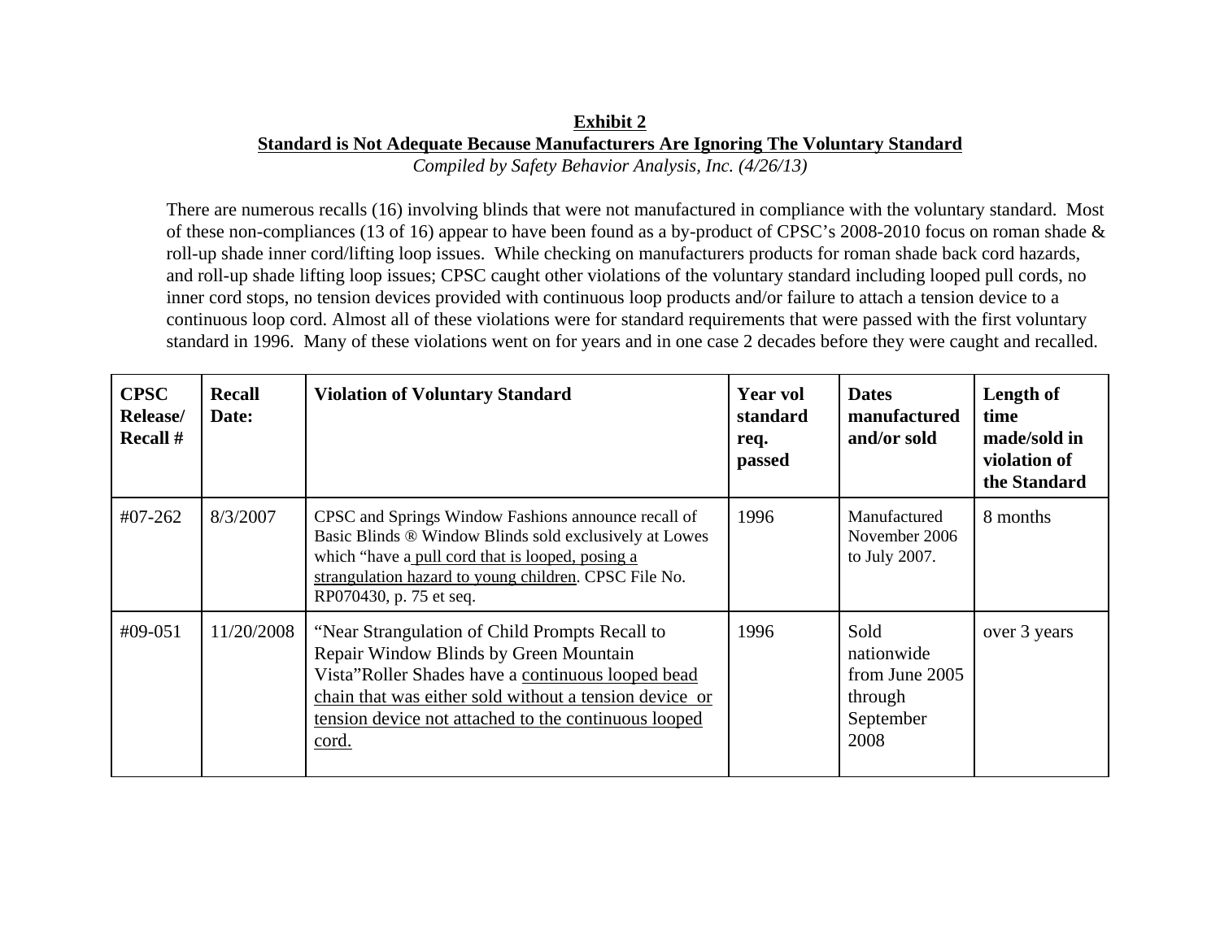**Exhibit 2**

**Standard is Not Adequate Because Manufacturers Are Ignoring The Voluntary Standard**

*Compiled by Safety Behavior Analysis, Inc. (4/26/13)*

There are numerous recalls (16) involving blinds that were not manufactured in compliance with the voluntary standard. Most of these non-compliances (13 of 16) appear to have been found as a by-product of CPSC's 2008-2010 focus on roman shade & roll-up shade inner cord/lifting loop issues. While checking on manufacturers products for roman shade back cord hazards, and roll-up shade lifting loop issues; CPSC caught other violations of the voluntary standard including looped pull cords, no inner cord stops, no tension devices provided with continuous loop products and/or failure to attach a tension device to a continuous loop cord. Almost all of these violations were for standard requirements that were passed with the first voluntary standard in 1996. Many of these violations went on for years and in one case 2 decades before they were caught and recalled.

| CPSC Release/ Recall # | Recall Date: | Violation of Voluntary Standard | Year vol standard req. passed | Dates manufactured and/or sold | Length of time made/sold in violation of the Standard |
|---|---|---|---|---|---|
| #07-262 | 8/3/2007 | CPSC and Springs Window Fashions announce recall of Basic Blinds ® Window Blinds sold exclusively at Lowes which "have a pull cord that is looped, posing a strangulation hazard to young children. CPSC File No. RP070430, p. 75 et seq. | 1996 | Manufactured November 2006 to July 2007. | 8 months |
| #09-051 | 11/20/2008 | "Near Strangulation of Child Prompts Recall to Repair Window Blinds by Green Mountain Vista"Roller Shades have a continuous looped bead chain that was either sold without a tension device or tension device not attached to the continuous looped cord. | 1996 | Sold nationwide from June 2005 through September 2008 | over 3 years |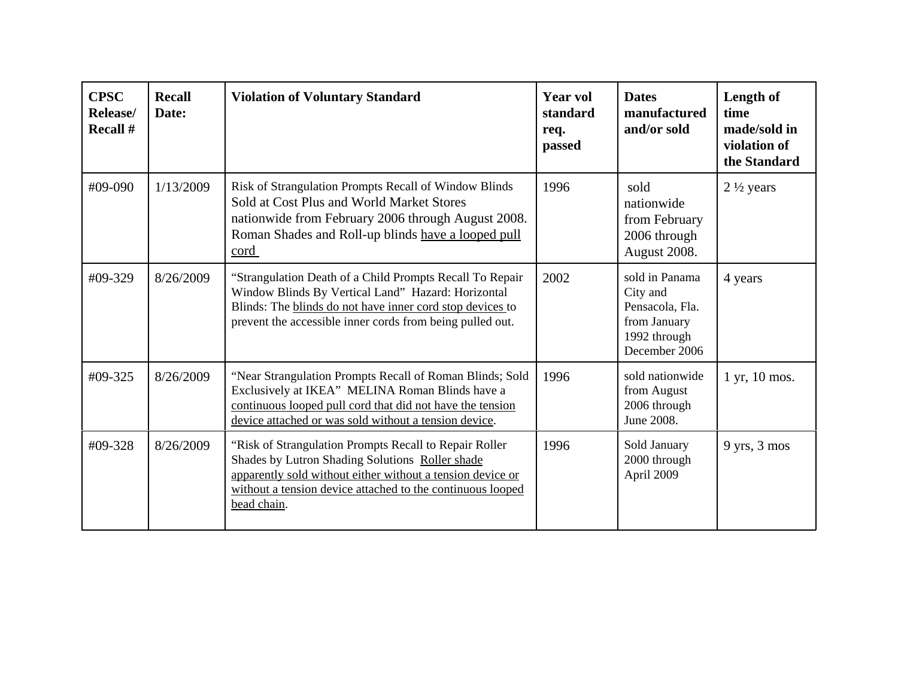| CPSC Release/ Recall # | Recall Date: | Violation of Voluntary Standard | Year vol standard req. passed | Dates manufactured and/or sold | Length of time made/sold in violation of the Standard |
|---|---|---|---|---|---|
| #09-090 | 1/13/2009 | Risk of Strangulation Prompts Recall of Window Blinds Sold at Cost Plus and World Market Stores nationwide from February 2006 through August 2008. Roman Shades and Roll-up blinds have a looped pull cord | 1996 | sold nationwide from February 2006 through August 2008. | 2 ½ years |
| #09-329 | 8/26/2009 | "Strangulation Death of a Child Prompts Recall To Repair Window Blinds By Vertical Land" Hazard: Horizontal Blinds: The blinds do not have inner cord stop devices to prevent the accessible inner cords from being pulled out. | 2002 | sold in Panama City and Pensacola, Fla. from January 1992 through December 2006 | 4 years |
| #09-325 | 8/26/2009 | "Near Strangulation Prompts Recall of Roman Blinds; Sold Exclusively at IKEA" MELINA Roman Blinds have a continuous looped pull cord that did not have the tension device attached or was sold without a tension device. | 1996 | sold nationwide from August 2006 through June 2008. | 1 yr, 10 mos. |
| #09-328 | 8/26/2009 | "Risk of Strangulation Prompts Recall to Repair Roller Shades by Lutron Shading Solutions Roller shade apparently sold without either without a tension device or without a tension device attached to the continuous looped bead chain. | 1996 | Sold January 2000 through April 2009 | 9 yrs, 3 mos |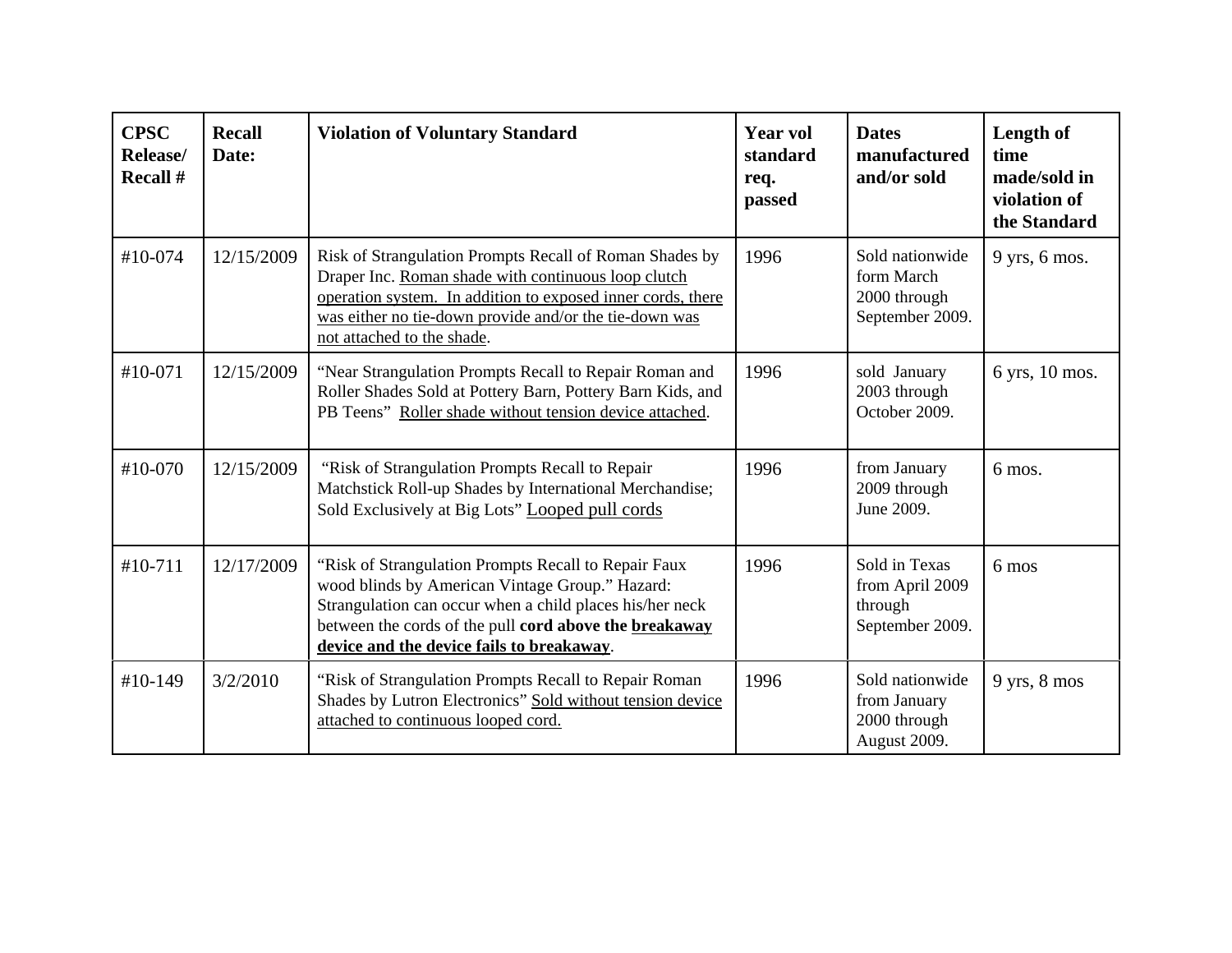| CPSC Release/ Recall # | Recall Date: | Violation of Voluntary Standard | Year vol standard req. passed | Dates manufactured and/or sold | Length of time made/sold in violation of the Standard |
|---|---|---|---|---|---|
| #10-074 | 12/15/2009 | Risk of Strangulation Prompts Recall of Roman Shades by Draper Inc. Roman shade with continuous loop clutch operation system. In addition to exposed inner cords, there was either no tie-down provide and/or the tie-down was not attached to the shade. | 1996 | Sold nationwide form March 2000 through September 2009. | 9 yrs, 6 mos. |
| #10-071 | 12/15/2009 | "Near Strangulation Prompts Recall to Repair Roman and Roller Shades Sold at Pottery Barn, Pottery Barn Kids, and PB Teens" Roller shade without tension device attached. | 1996 | sold January 2003 through October 2009. | 6 yrs, 10 mos. |
| #10-070 | 12/15/2009 | "Risk of Strangulation Prompts Recall to Repair Matchstick Roll-up Shades by International Merchandise; Sold Exclusively at Big Lots" Looped pull cords | 1996 | from January 2009 through June 2009. | 6 mos. |
| #10-711 | 12/17/2009 | "Risk of Strangulation Prompts Recall to Repair Faux wood blinds by American Vintage Group." Hazard: Strangulation can occur when a child places his/her neck between the cords of the pull **cord above the breakaway device and the device fails to breakaway**. | 1996 | Sold in Texas from April 2009 through September 2009. | 6 mos |
| #10-149 | 3/2/2010 | "Risk of Strangulation Prompts Recall to Repair Roman Shades by Lutron Electronics" Sold without tension device attached to continuous looped cord. | 1996 | Sold nationwide from January 2000 through August 2009. | 9 yrs, 8 mos |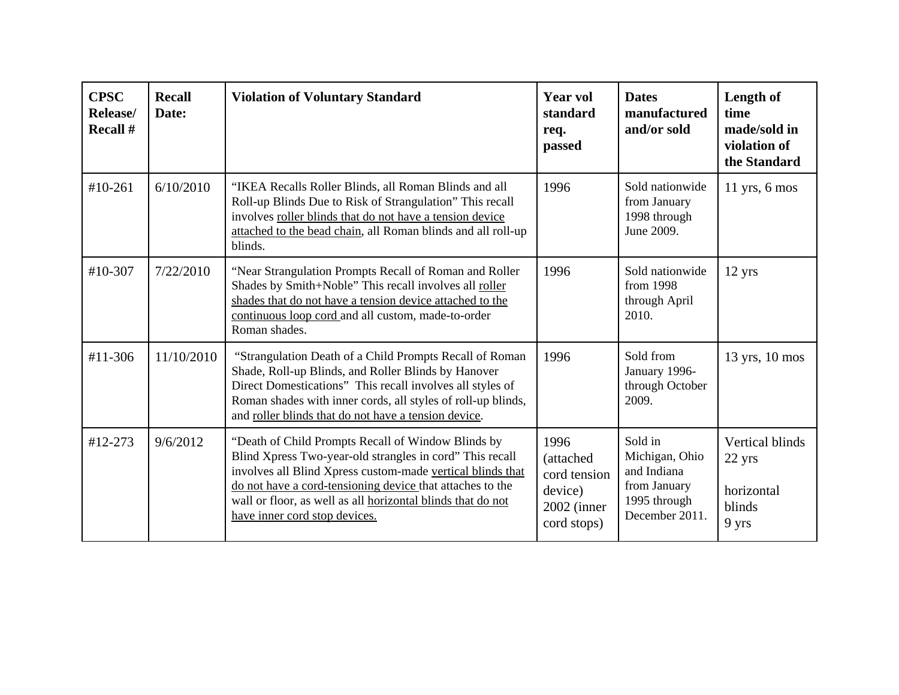| CPSC Release/ Recall # | Recall Date: | Violation of Voluntary Standard | Year vol standard req. passed | Dates manufactured and/or sold | Length of time made/sold in violation of the Standard |
|---|---|---|---|---|---|
| #10-261 | 6/10/2010 | "IKEA Recalls Roller Blinds, all Roman Blinds and all Roll-up Blinds Due to Risk of Strangulation" This recall involves roller blinds that do not have a tension device attached to the bead chain, all Roman blinds and all roll-up blinds. | 1996 | Sold nationwide from January 1998 through June 2009. | 11 yrs, 6 mos |
| #10-307 | 7/22/2010 | "Near Strangulation Prompts Recall of Roman and Roller Shades by Smith+Noble" This recall involves all roller shades that do not have a tension device attached to the continuous loop cord and all custom, made-to-order Roman shades. | 1996 | Sold nationwide from 1998 through April 2010. | 12 yrs |
| #11-306 | 11/10/2010 | "Strangulation Death of a Child Prompts Recall of Roman Shade, Roll-up Blinds, and Roller Blinds by Hanover Direct Domestications" This recall involves all styles of Roman shades with inner cords, all styles of roll-up blinds, and roller blinds that do not have a tension device. | 1996 | Sold from January 1996- through October 2009. | 13 yrs, 10 mos |
| #12-273 | 9/6/2012 | "Death of Child Prompts Recall of Window Blinds by Blind Xpress Two-year-old strangles in cord" This recall involves all Blind Xpress custom-made vertical blinds that do not have a cord-tensioning device that attaches to the wall or floor, as well as all horizontal blinds that do not have inner cord stop devices. | 1996 (attached cord tension device) 2002 (inner cord stops) | Sold in Michigan, Ohio and Indiana from January 1995 through December 2011. | Vertical blinds 22 yrs horizontal blinds 9 yrs |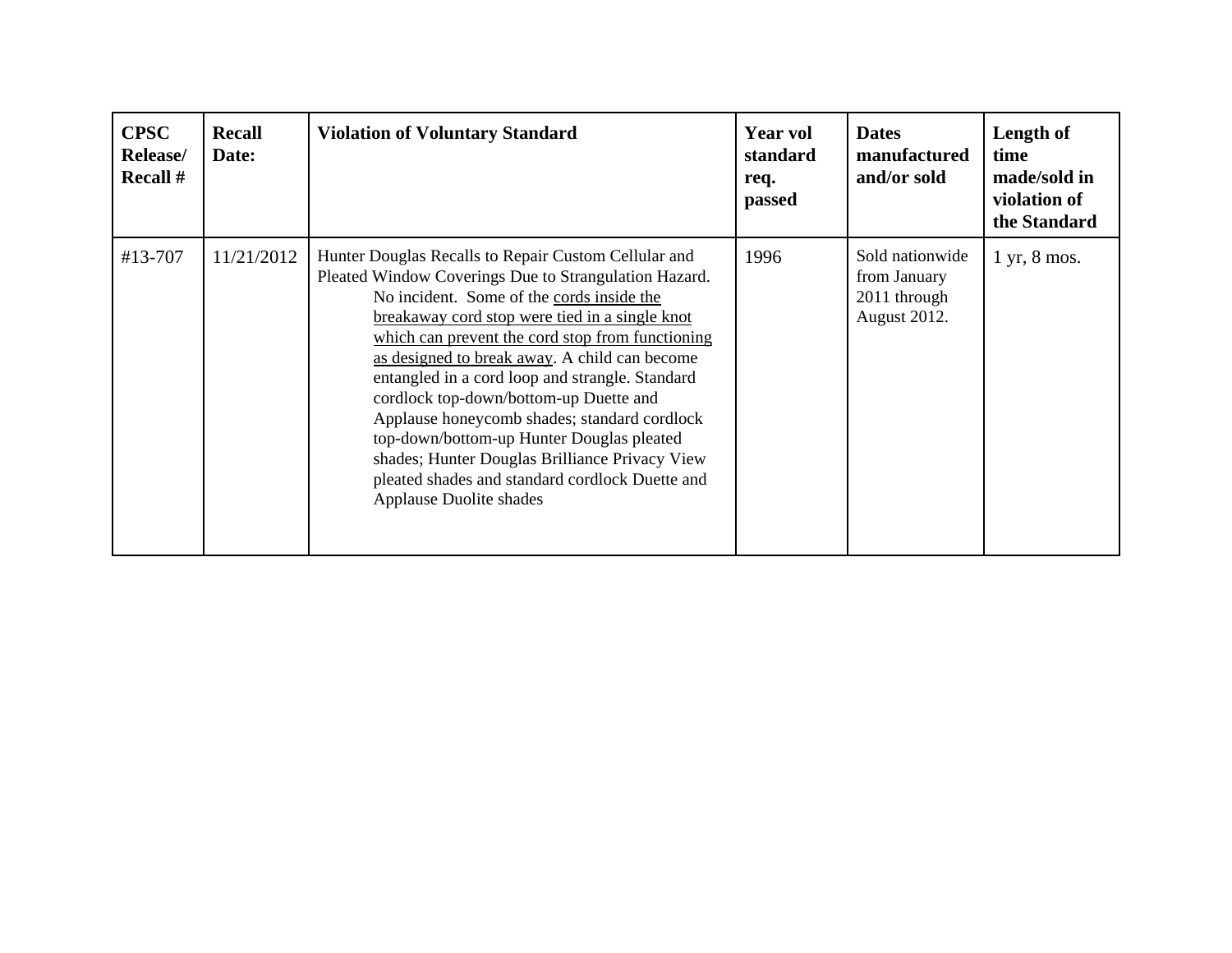| CPSC Release/ Recall # | Recall Date: | Violation of Voluntary Standard | Year vol standard req. passed | Dates manufactured and/or sold | Length of time made/sold in violation of the Standard |
|---|---|---|---|---|---|
| #13-707 | 11/21/2012 | Hunter Douglas Recalls to Repair Custom Cellular and Pleated Window Coverings Due to Strangulation Hazard. No incident. Some of the cords inside the breakaway cord stop were tied in a single knot which can prevent the cord stop from functioning as designed to break away. A child can become entangled in a cord loop and strangle. Standard cordlock top-down/bottom-up Duette and Applause honeycomb shades; standard cordlock top-down/bottom-up Hunter Douglas pleated shades; Hunter Douglas Brilliance Privacy View pleated shades and standard cordlock Duette and Applause Duolite shades | 1996 | Sold nationwide from January 2011 through August 2012. | 1 yr, 8 mos. |